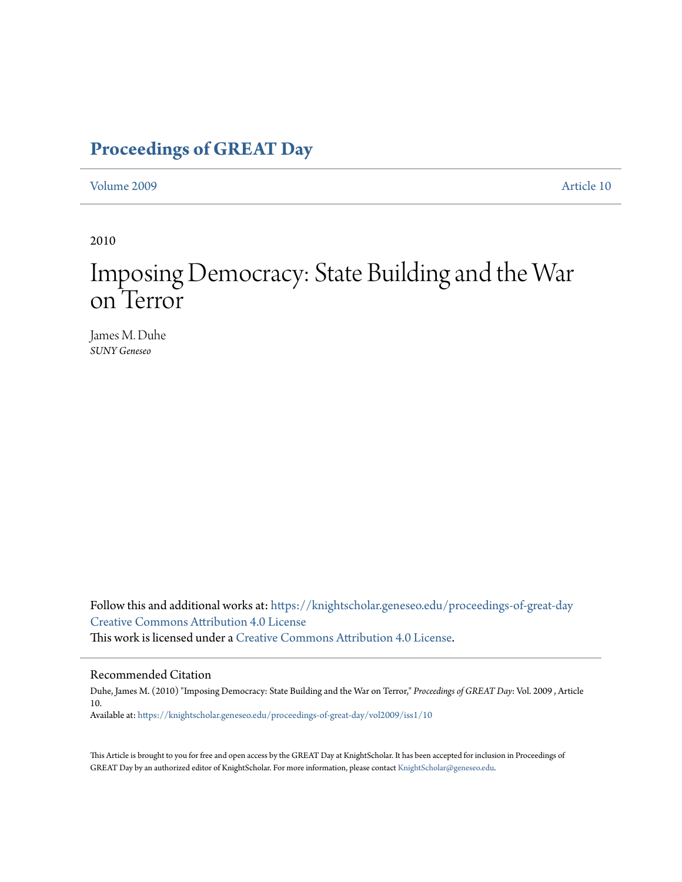# Proceedings of GREAT Day

Volume 2009 Article 10

2010

# Imposing Democracy: State Building and the War on Terror

James M. Duhe
*SUNY Geneseo*

Follow this and additional works at: https://knightscholar.geneseo.edu/proceedings-of-great-day
Creative Commons Attribution 4.0 License
This work is licensed under a Creative Commons Attribution 4.0 License.

## Recommended Citation

Duhe, James M. (2010) "Imposing Democracy: State Building and the War on Terror," *Proceedings of GREAT Day*: Vol. 2009 , Article 10.
Available at: https://knightscholar.geneseo.edu/proceedings-of-great-day/vol2009/iss1/10

This Article is brought to you for free and open access by the GREAT Day at KnightScholar. It has been accepted for inclusion in Proceedings of GREAT Day by an authorized editor of KnightScholar. For more information, please contact KnightScholar@geneseo.edu.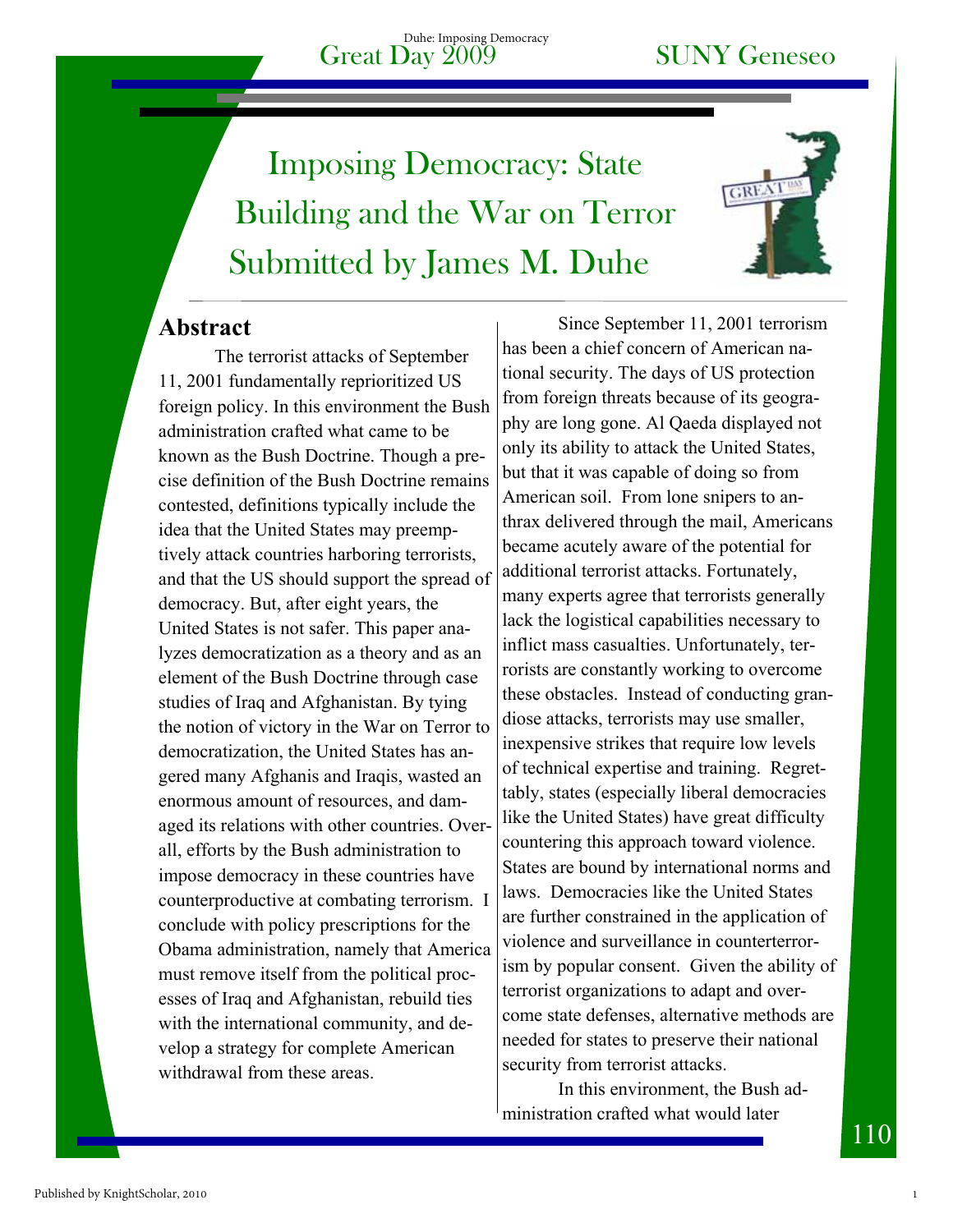# Imposing Democracy: State Building and the War on Terror

Submitted by James M. Duhe

## Abstract

The terrorist attacks of September 11, 2001 fundamentally reprioritized US foreign policy. In this environment the Bush administration crafted what came to be known as the Bush Doctrine. Though a precise definition of the Bush Doctrine remains contested, definitions typically include the idea that the United States may preemptively attack countries harboring terrorists, and that the US should support the spread of democracy. But, after eight years, the United States is not safer. This paper analyzes democratization as a theory and as an element of the Bush Doctrine through case studies of Iraq and Afghanistan. By tying the notion of victory in the War on Terror to democratization, the United States has angered many Afghanis and Iraqis, wasted an enormous amount of resources, and damaged its relations with other countries. Overall, efforts by the Bush administration to impose democracy in these countries have counterproductive at combating terrorism. I conclude with policy prescriptions for the Obama administration, namely that America must remove itself from the political processes of Iraq and Afghanistan, rebuild ties with the international community, and develop a strategy for complete American withdrawal from these areas.

Since September 11, 2001 terrorism has been a chief concern of American national security. The days of US protection from foreign threats because of its geography are long gone. Al Qaeda displayed not only its ability to attack the United States, but that it was capable of doing so from American soil. From lone snipers to anthrax delivered through the mail, Americans became acutely aware of the potential for additional terrorist attacks. Fortunately, many experts agree that terrorists generally lack the logistical capabilities necessary to inflict mass casualties. Unfortunately, terrorists are constantly working to overcome these obstacles. Instead of conducting grandiose attacks, terrorists may use smaller, inexpensive strikes that require low levels of technical expertise and training. Regrettably, states (especially liberal democracies like the United States) have great difficulty countering this approach toward violence. States are bound by international norms and laws. Democracies like the United States are further constrained in the application of violence and surveillance in counterterrorism by popular consent. Given the ability of terrorist organizations to adapt and overcome state defenses, alternative methods are needed for states to preserve their national security from terrorist attacks.

In this environment, the Bush administration crafted what would later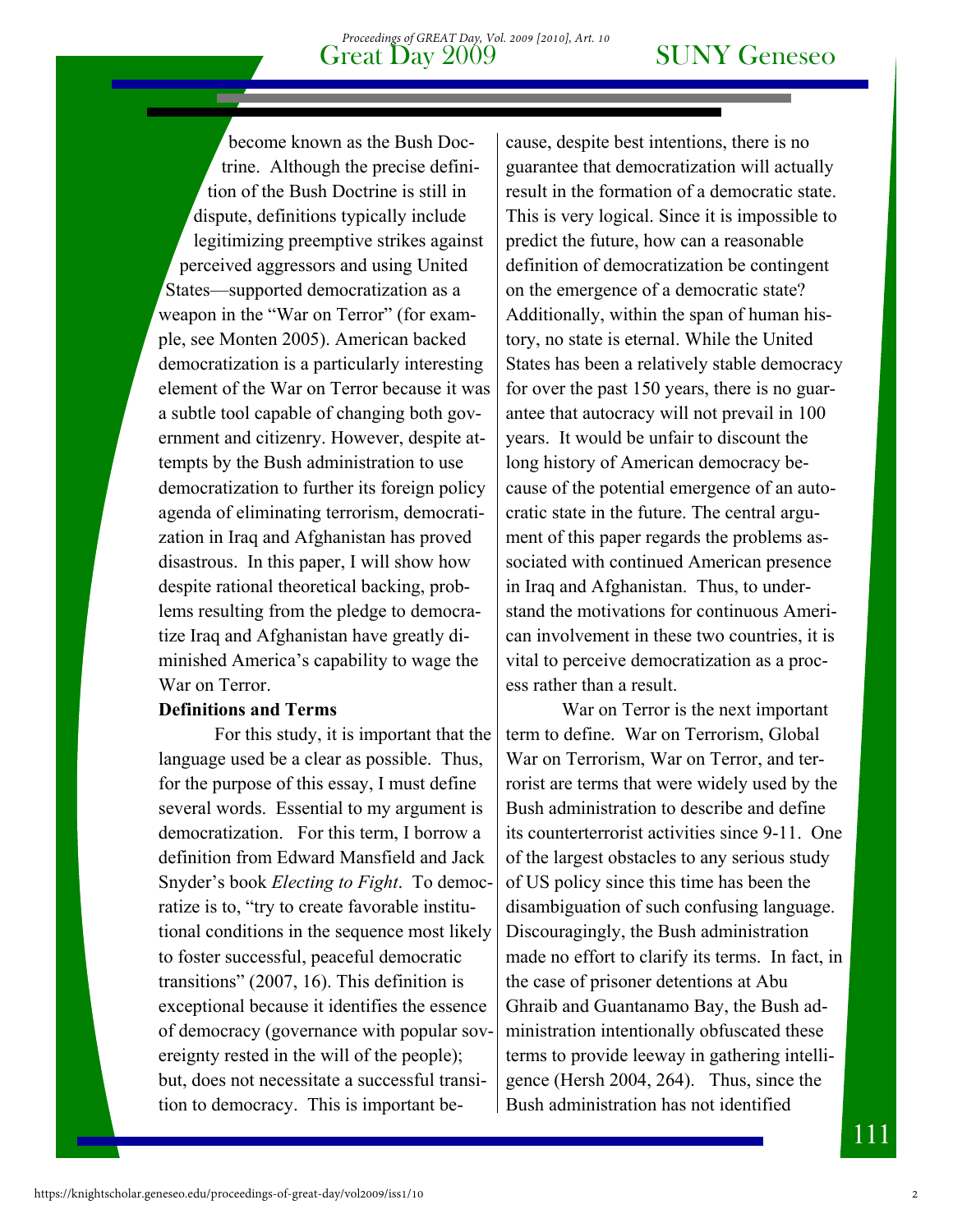become known as the Bush Doctrine. Although the precise definition of the Bush Doctrine is still in dispute, definitions typically include legitimizing preemptive strikes against perceived aggressors and using United States—supported democratization as a weapon in the "War on Terror" (for example, see Monten 2005). American backed democratization is a particularly interesting element of the War on Terror because it was a subtle tool capable of changing both government and citizenry. However, despite attempts by the Bush administration to use democratization to further its foreign policy agenda of eliminating terrorism, democratization in Iraq and Afghanistan has proved disastrous. In this paper, I will show how despite rational theoretical backing, problems resulting from the pledge to democratize Iraq and Afghanistan have greatly diminished America's capability to wage the War on Terror.

**Definitions and Terms**

For this study, it is important that the language used be a clear as possible. Thus, for the purpose of this essay, I must define several words. Essential to my argument is democratization. For this term, I borrow a definition from Edward Mansfield and Jack Snyder's book *Electing to Fight*. To democratize is to, "try to create favorable institutional conditions in the sequence most likely to foster successful, peaceful democratic transitions" (2007, 16). This definition is exceptional because it identifies the essence of democracy (governance with popular sovereignty rested in the will of the people); but, does not necessitate a successful transition to democracy. This is important because, despite best intentions, there is no guarantee that democratization will actually result in the formation of a democratic state. This is very logical. Since it is impossible to predict the future, how can a reasonable definition of democratization be contingent on the emergence of a democratic state? Additionally, within the span of human history, no state is eternal. While the United States has been a relatively stable democracy for over the past 150 years, there is no guarantee that autocracy will not prevail in 100 years. It would be unfair to discount the long history of American democracy because of the potential emergence of an autocratic state in the future. The central argument of this paper regards the problems associated with continued American presence in Iraq and Afghanistan. Thus, to understand the motivations for continuous American involvement in these two countries, it is vital to perceive democratization as a process rather than a result.

War on Terror is the next important term to define. War on Terrorism, Global War on Terrorism, War on Terror, and terrorist are terms that were widely used by the Bush administration to describe and define its counterterrorist activities since 9-11. One of the largest obstacles to any serious study of US policy since this time has been the disambiguation of such confusing language. Discouragingly, the Bush administration made no effort to clarify its terms. In fact, in the case of prisoner detentions at Abu Ghraib and Guantanamo Bay, the Bush administration intentionally obfuscated these terms to provide leeway in gathering intelligence (Hersh 2004, 264). Thus, since the Bush administration has not identified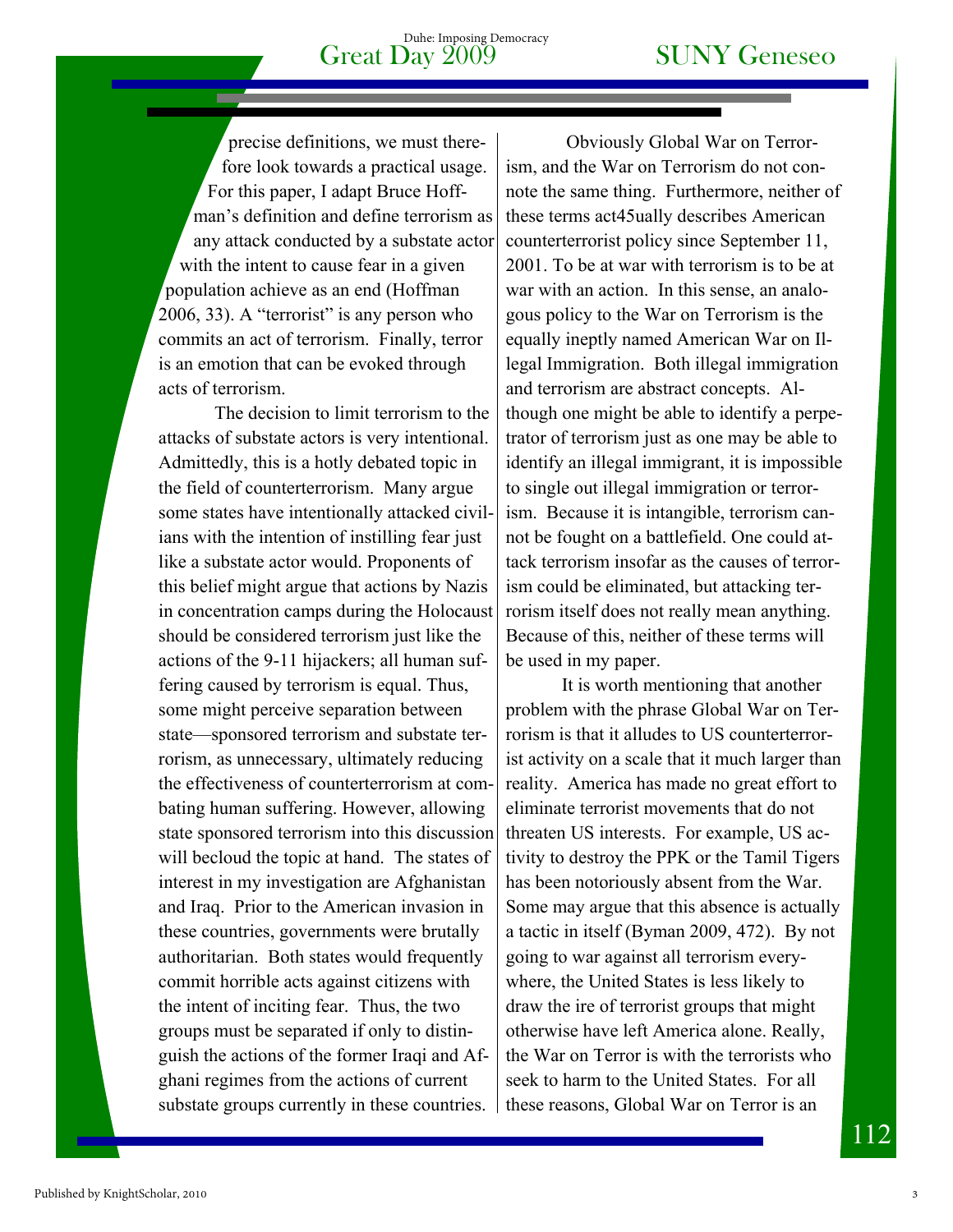precise definitions, we must therefore look towards a practical usage. For this paper, I adapt Bruce Hoffman's definition and define terrorism as any attack conducted by a substate actor with the intent to cause fear in a given population achieve as an end (Hoffman 2006, 33). A "terrorist" is any person who commits an act of terrorism. Finally, terror is an emotion that can be evoked through acts of terrorism.

The decision to limit terrorism to the attacks of substate actors is very intentional. Admittedly, this is a hotly debated topic in the field of counterterrorism. Many argue some states have intentionally attacked civilians with the intention of instilling fear just like a substate actor would. Proponents of this belief might argue that actions by Nazis in concentration camps during the Holocaust should be considered terrorism just like the actions of the 9-11 hijackers; all human suffering caused by terrorism is equal. Thus, some might perceive separation between state—sponsored terrorism and substate terrorism, as unnecessary, ultimately reducing the effectiveness of counterterrorism at combating human suffering. However, allowing state sponsored terrorism into this discussion will becloud the topic at hand. The states of interest in my investigation are Afghanistan and Iraq. Prior to the American invasion in these countries, governments were brutally authoritarian. Both states would frequently commit horrible acts against citizens with the intent of inciting fear. Thus, the two groups must be separated if only to distinguish the actions of the former Iraqi and Afghani regimes from the actions of current substate groups currently in these countries.

Obviously Global War on Terrorism, and the War on Terrorism do not connote the same thing. Furthermore, neither of these terms act45ually describes American counterterrorist policy since September 11, 2001. To be at war with terrorism is to be at war with an action. In this sense, an analogous policy to the War on Terrorism is the equally ineptly named American War on Illegal Immigration. Both illegal immigration and terrorism are abstract concepts. Although one might be able to identify a perpetrator of terrorism just as one may be able to identify an illegal immigrant, it is impossible to single out illegal immigration or terrorism. Because it is intangible, terrorism cannot be fought on a battlefield. One could attack terrorism insofar as the causes of terrorism could be eliminated, but attacking terrorism itself does not really mean anything. Because of this, neither of these terms will be used in my paper.

It is worth mentioning that another problem with the phrase Global War on Terrorism is that it alludes to US counterterrorist activity on a scale that it much larger than reality. America has made no great effort to eliminate terrorist movements that do not threaten US interests. For example, US activity to destroy the PPK or the Tamil Tigers has been notoriously absent from the War. Some may argue that this absence is actually a tactic in itself (Byman 2009, 472). By not going to war against all terrorism everywhere, the United States is less likely to draw the ire of terrorist groups that might otherwise have left America alone. Really, the War on Terror is with the terrorists who seek to harm to the United States. For all these reasons, Global War on Terror is an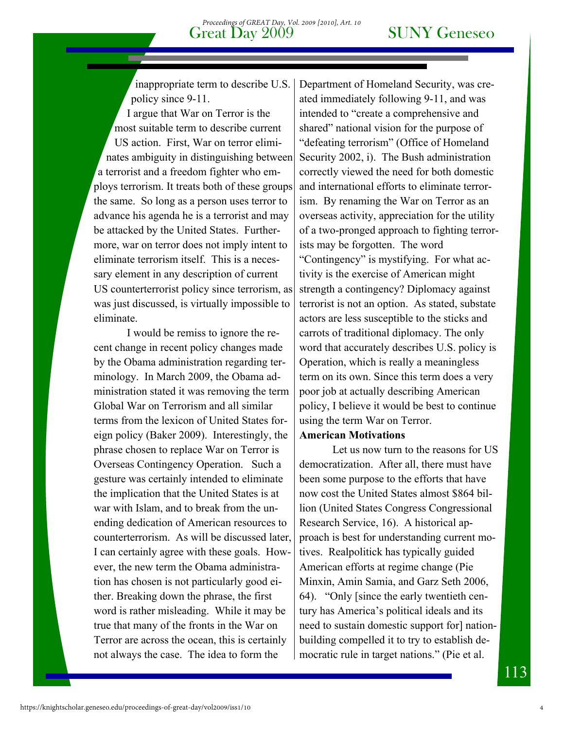inappropriate term to describe U.S. policy since 9-11.

I argue that War on Terror is the most suitable term to describe current US action. First, War on terror eliminates ambiguity in distinguishing between a terrorist and a freedom fighter who employs terrorism. It treats both of these groups the same. So long as a person uses terror to advance his agenda he is a terrorist and may be attacked by the United States. Furthermore, war on terror does not imply intent to eliminate terrorism itself. This is a necessary element in any description of current US counterterrorist policy since terrorism, as was just discussed, is virtually impossible to eliminate.

I would be remiss to ignore the recent change in recent policy changes made by the Obama administration regarding terminology. In March 2009, the Obama administration stated it was removing the term Global War on Terrorism and all similar terms from the lexicon of United States foreign policy (Baker 2009). Interestingly, the phrase chosen to replace War on Terror is Overseas Contingency Operation. Such a gesture was certainly intended to eliminate the implication that the United States is at war with Islam, and to break from the unending dedication of American resources to counterterrorism. As will be discussed later, I can certainly agree with these goals. However, the new term the Obama administration has chosen is not particularly good either. Breaking down the phrase, the first word is rather misleading. While it may be true that many of the fronts in the War on Terror are across the ocean, this is certainly not always the case. The idea to form the Department of Homeland Security, was created immediately following 9-11, and was intended to "create a comprehensive and shared" national vision for the purpose of "defeating terrorism" (Office of Homeland Security 2002, i). The Bush administration correctly viewed the need for both domestic and international efforts to eliminate terrorism. By renaming the War on Terror as an overseas activity, appreciation for the utility of a two-pronged approach to fighting terrorists may be forgotten. The word "Contingency" is mystifying. For what activity is the exercise of American might strength a contingency? Diplomacy against terrorist is not an option. As stated, substate actors are less susceptible to the sticks and carrots of traditional diplomacy. The only word that accurately describes U.S. policy is Operation, which is really a meaningless term on its own. Since this term does a very poor job at actually describing American policy, I believe it would be best to continue using the term War on Terror.

**American Motivations**

Let us now turn to the reasons for US democratization. After all, there must have been some purpose to the efforts that have now cost the United States almost $864 billion (United States Congress Congressional Research Service, 16). A historical approach is best for understanding current motives. Realpolitick has typically guided American efforts at regime change (Pie Minxin, Amin Samia, and Garz Seth 2006, 64). "Only [since the early twentieth century has America's political ideals and its need to sustain domestic support for] nation-building compelled it to try to establish democratic rule in target nations." (Pie et al.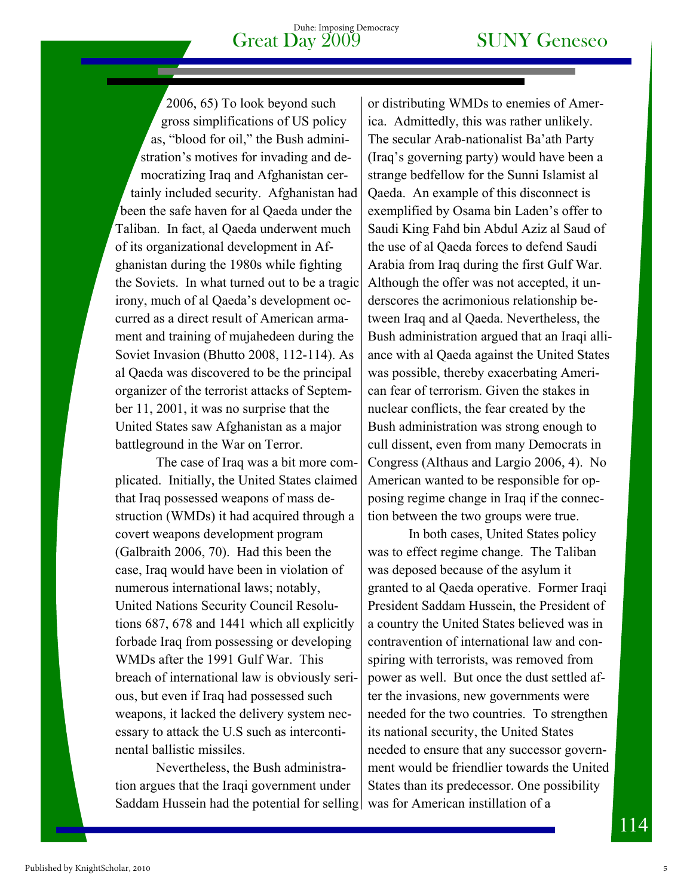2006, 65) To look beyond such gross simplifications of US policy as, "blood for oil," the Bush administration's motives for invading and democratizing Iraq and Afghanistan certainly included security. Afghanistan had been the safe haven for al Qaeda under the Taliban. In fact, al Qaeda underwent much of its organizational development in Afghanistan during the 1980s while fighting the Soviets. In what turned out to be a tragic irony, much of al Qaeda's development occurred as a direct result of American armament and training of mujahedeen during the Soviet Invasion (Bhutto 2008, 112-114). As al Qaeda was discovered to be the principal organizer of the terrorist attacks of September 11, 2001, it was no surprise that the United States saw Afghanistan as a major battleground in the War on Terror.

The case of Iraq was a bit more complicated. Initially, the United States claimed that Iraq possessed weapons of mass destruction (WMDs) it had acquired through a covert weapons development program (Galbraith 2006, 70). Had this been the case, Iraq would have been in violation of numerous international laws; notably, United Nations Security Council Resolutions 687, 678 and 1441 which all explicitly forbade Iraq from possessing or developing WMDs after the 1991 Gulf War. This breach of international law is obviously serious, but even if Iraq had possessed such weapons, it lacked the delivery system necessary to attack the U.S such as intercontinental ballistic missiles.

Nevertheless, the Bush administration argues that the Iraqi government under Saddam Hussein had the potential for selling or distributing WMDs to enemies of America. Admittedly, this was rather unlikely. The secular Arab-nationalist Ba'ath Party (Iraq's governing party) would have been a strange bedfellow for the Sunni Islamist al Qaeda. An example of this disconnect is exemplified by Osama bin Laden's offer to Saudi King Fahd bin Abdul Aziz al Saud of the use of al Qaeda forces to defend Saudi Arabia from Iraq during the first Gulf War. Although the offer was not accepted, it underscores the acrimonious relationship between Iraq and al Qaeda. Nevertheless, the Bush administration argued that an Iraqi alliance with al Qaeda against the United States was possible, thereby exacerbating American fear of terrorism. Given the stakes in nuclear conflicts, the fear created by the Bush administration was strong enough to cull dissent, even from many Democrats in Congress (Althaus and Largio 2006, 4). No American wanted to be responsible for opposing regime change in Iraq if the connection between the two groups were true.

In both cases, United States policy was to effect regime change. The Taliban was deposed because of the asylum it granted to al Qaeda operative. Former Iraqi President Saddam Hussein, the President of a country the United States believed was in contravention of international law and conspiring with terrorists, was removed from power as well. But once the dust settled after the invasions, new governments were needed for the two countries. To strengthen its national security, the United States needed to ensure that any successor government would be friendlier towards the United States than its predecessor. One possibility was for American instillation of a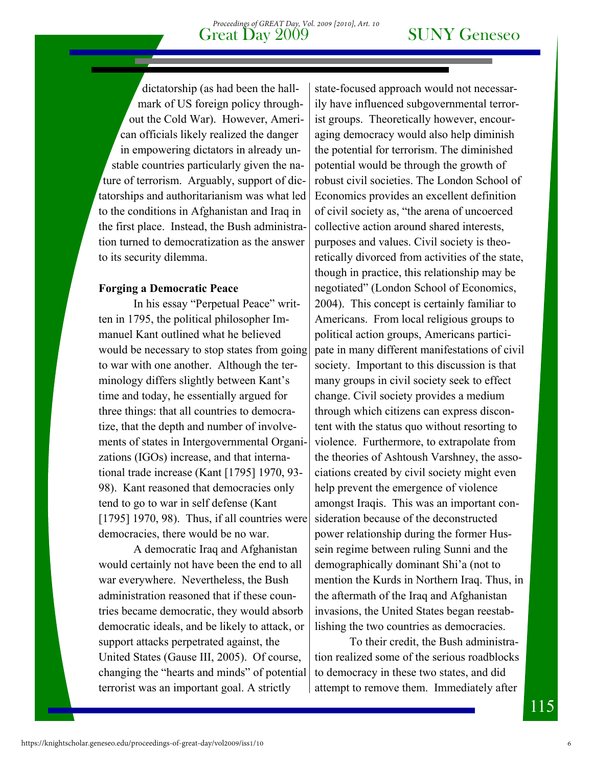dictatorship (as had been the hallmark of US foreign policy throughout the Cold War). However, American officials likely realized the danger in empowering dictators in already unstable countries particularly given the nature of terrorism. Arguably, support of dictatorships and authoritarianism was what led to the conditions in Afghanistan and Iraq in the first place. Instead, the Bush administration turned to democratization as the answer to its security dilemma.

**Forging a Democratic Peace**

In his essay "Perpetual Peace" written in 1795, the political philosopher Immanuel Kant outlined what he believed would be necessary to stop states from going to war with one another. Although the terminology differs slightly between Kant's time and today, he essentially argued for three things: that all countries to democratize, that the depth and number of involvements of states in Intergovernmental Organizations (IGOs) increase, and that international trade increase (Kant [1795] 1970, 93-98). Kant reasoned that democracies only tend to go to war in self defense (Kant [1795] 1970, 98). Thus, if all countries were democracies, there would be no war.

A democratic Iraq and Afghanistan would certainly not have been the end to all war everywhere. Nevertheless, the Bush administration reasoned that if these countries became democratic, they would absorb democratic ideals, and be likely to attack, or support attacks perpetrated against, the United States (Gause III, 2005). Of course, changing the "hearts and minds" of potential terrorist was an important goal. A strictly state-focused approach would not necessarily have influenced subgovernmental terrorist groups. Theoretically however, encouraging democracy would also help diminish the potential for terrorism. The diminished potential would be through the growth of robust civil societies. The London School of Economics provides an excellent definition of civil society as, "the arena of uncoerced collective action around shared interests, purposes and values. Civil society is theoretically divorced from activities of the state, though in practice, this relationship may be negotiated" (London School of Economics, 2004). This concept is certainly familiar to Americans. From local religious groups to political action groups, Americans participate in many different manifestations of civil society. Important to this discussion is that many groups in civil society seek to effect change. Civil society provides a medium through which citizens can express discontent with the status quo without resorting to violence. Furthermore, to extrapolate from the theories of Ashtoush Varshney, the associations created by civil society might even help prevent the emergence of violence amongst Iraqis. This was an important consideration because of the deconstructed power relationship during the former Hussein regime between ruling Sunni and the demographically dominant Shi'a (not to mention the Kurds in Northern Iraq. Thus, in the aftermath of the Iraq and Afghanistan invasions, the United States began reestablishing the two countries as democracies.

To their credit, the Bush administration realized some of the serious roadblocks to democracy in these two states, and did attempt to remove them. Immediately after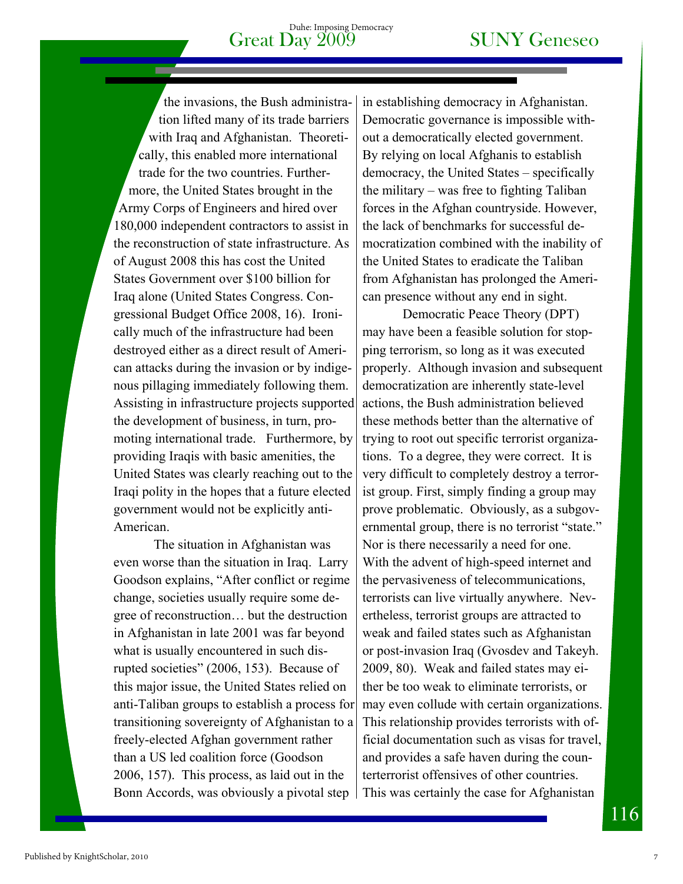the invasions, the Bush administration lifted many of its trade barriers with Iraq and Afghanistan. Theoretically, this enabled more international trade for the two countries. Furthermore, the United States brought in the Army Corps of Engineers and hired over 180,000 independent contractors to assist in the reconstruction of state infrastructure. As of August 2008 this has cost the United States Government over $100 billion for Iraq alone (United States Congress. Congressional Budget Office 2008, 16). Ironically much of the infrastructure had been destroyed either as a direct result of American attacks during the invasion or by indigenous pillaging immediately following them. Assisting in infrastructure projects supported the development of business, in turn, promoting international trade. Furthermore, by providing Iraqis with basic amenities, the United States was clearly reaching out to the Iraqi polity in the hopes that a future elected government would not be explicitly anti-American.

The situation in Afghanistan was even worse than the situation in Iraq. Larry Goodson explains, "After conflict or regime change, societies usually require some degree of reconstruction… but the destruction in Afghanistan in late 2001 was far beyond what is usually encountered in such disrupted societies" (2006, 153). Because of this major issue, the United States relied on anti-Taliban groups to establish a process for transitioning sovereignty of Afghanistan to a freely-elected Afghan government rather than a US led coalition force (Goodson 2006, 157). This process, as laid out in the Bonn Accords, was obviously a pivotal step in establishing democracy in Afghanistan. Democratic governance is impossible without a democratically elected government. By relying on local Afghanis to establish democracy, the United States – specifically the military – was free to fighting Taliban forces in the Afghan countryside. However, the lack of benchmarks for successful democratization combined with the inability of the United States to eradicate the Taliban from Afghanistan has prolonged the American presence without any end in sight.

Democratic Peace Theory (DPT) may have been a feasible solution for stopping terrorism, so long as it was executed properly. Although invasion and subsequent democratization are inherently state-level actions, the Bush administration believed these methods better than the alternative of trying to root out specific terrorist organizations. To a degree, they were correct. It is very difficult to completely destroy a terrorist group. First, simply finding a group may prove problematic. Obviously, as a subgovernmental group, there is no terrorist "state." Nor is there necessarily a need for one. With the advent of high-speed internet and the pervasiveness of telecommunications, terrorists can live virtually anywhere. Nevertheless, terrorist groups are attracted to weak and failed states such as Afghanistan or post-invasion Iraq (Gvosdev and Takeyh. 2009, 80). Weak and failed states may either be too weak to eliminate terrorists, or may even collude with certain organizations. This relationship provides terrorists with official documentation such as visas for travel, and provides a safe haven during the counterterrorist offensives of other countries. This was certainly the case for Afghanistan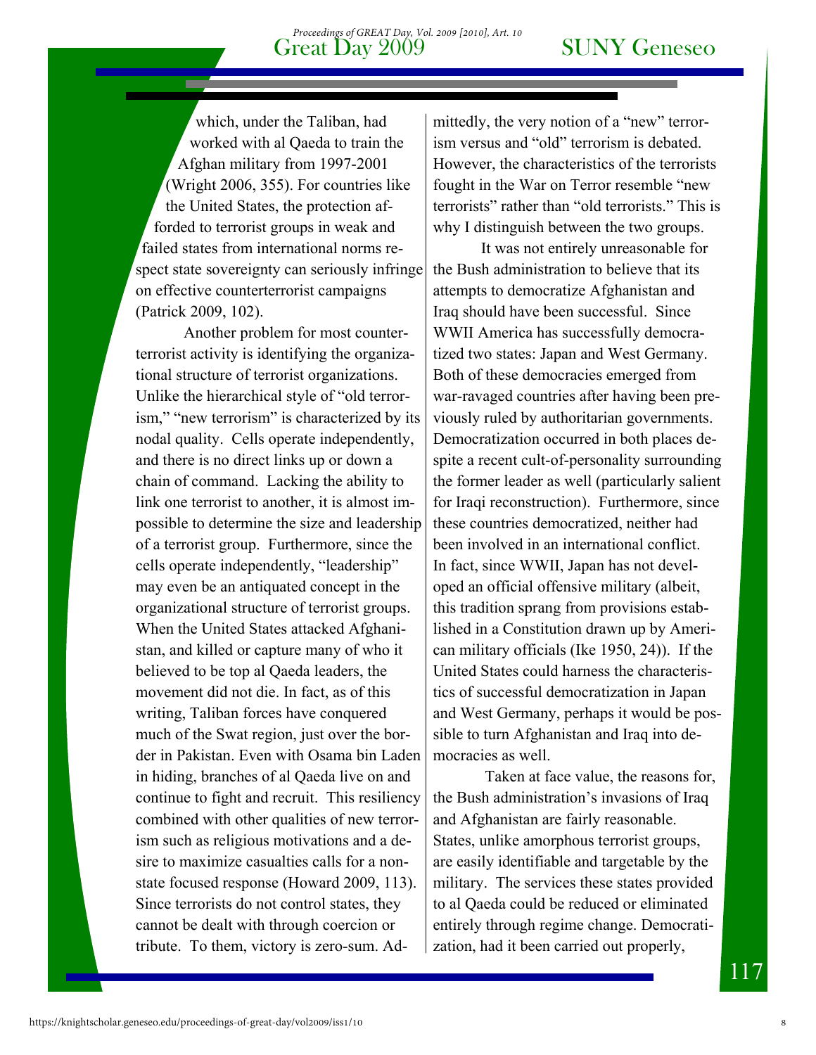which, under the Taliban, had worked with al Qaeda to train the Afghan military from 1997-2001 (Wright 2006, 355). For countries like the United States, the protection afforded to terrorist groups in weak and failed states from international norms respect state sovereignty can seriously infringe on effective counterterrorist campaigns (Patrick 2009, 102).

Another problem for most counterterrorist activity is identifying the organizational structure of terrorist organizations. Unlike the hierarchical style of "old terrorism," "new terrorism" is characterized by its nodal quality. Cells operate independently, and there is no direct links up or down a chain of command. Lacking the ability to link one terrorist to another, it is almost impossible to determine the size and leadership of a terrorist group. Furthermore, since the cells operate independently, "leadership" may even be an antiquated concept in the organizational structure of terrorist groups. When the United States attacked Afghanistan, and killed or capture many of who it believed to be top al Qaeda leaders, the movement did not die. In fact, as of this writing, Taliban forces have conquered much of the Swat region, just over the border in Pakistan. Even with Osama bin Laden in hiding, branches of al Qaeda live on and continue to fight and recruit. This resiliency combined with other qualities of new terrorism such as religious motivations and a desire to maximize casualties calls for a non-state focused response (Howard 2009, 113). Since terrorists do not control states, they cannot be dealt with through coercion or tribute. To them, victory is zero-sum. Admittedly, the very notion of a "new" terrorism versus and "old" terrorism is debated. However, the characteristics of the terrorists fought in the War on Terror resemble "new terrorists" rather than "old terrorists." This is why I distinguish between the two groups.

It was not entirely unreasonable for the Bush administration to believe that its attempts to democratize Afghanistan and Iraq should have been successful. Since WWII America has successfully democratized two states: Japan and West Germany. Both of these democracies emerged from war-ravaged countries after having been previously ruled by authoritarian governments. Democratization occurred in both places despite a recent cult-of-personality surrounding the former leader as well (particularly salient for Iraqi reconstruction). Furthermore, since these countries democratized, neither had been involved in an international conflict. In fact, since WWII, Japan has not developed an official offensive military (albeit, this tradition sprang from provisions established in a Constitution drawn up by American military officials (Ike 1950, 24)). If the United States could harness the characteristics of successful democratization in Japan and West Germany, perhaps it would be possible to turn Afghanistan and Iraq into democracies as well.

Taken at face value, the reasons for, the Bush administration's invasions of Iraq and Afghanistan are fairly reasonable. States, unlike amorphous terrorist groups, are easily identifiable and targetable by the military. The services these states provided to al Qaeda could be reduced or eliminated entirely through regime change. Democratization, had it been carried out properly,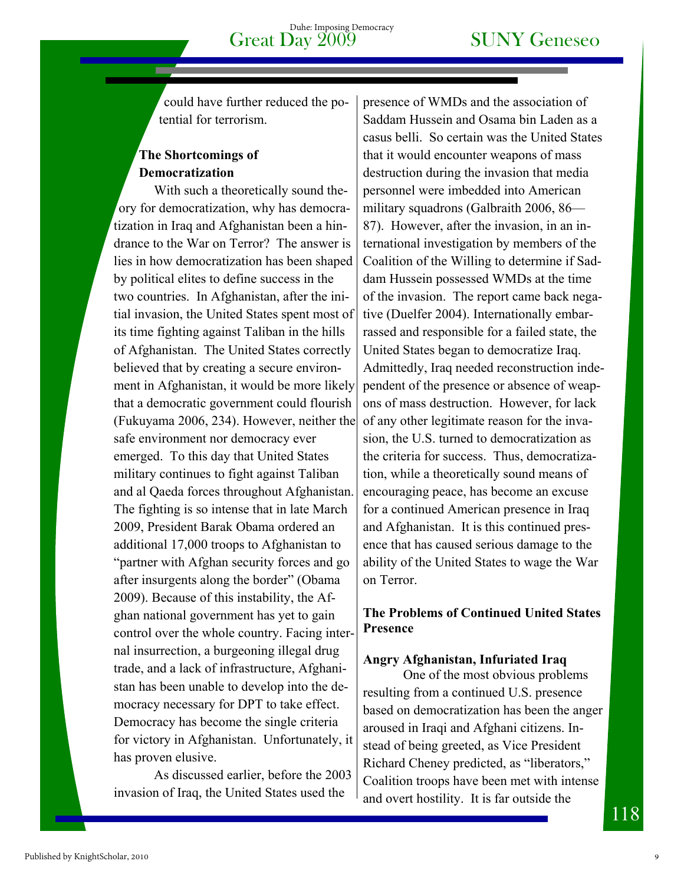could have further reduced the potential for terrorism.

## The Shortcomings of Democratization

With such a theoretically sound theory for democratization, why has democratization in Iraq and Afghanistan been a hindrance to the War on Terror? The answer is lies in how democratization has been shaped by political elites to define success in the two countries. In Afghanistan, after the initial invasion, the United States spent most of its time fighting against Taliban in the hills of Afghanistan. The United States correctly believed that by creating a secure environment in Afghanistan, it would be more likely that a democratic government could flourish (Fukuyama 2006, 234). However, neither the safe environment nor democracy ever emerged. To this day that United States military continues to fight against Taliban and al Qaeda forces throughout Afghanistan. The fighting is so intense that in late March 2009, President Barak Obama ordered an additional 17,000 troops to Afghanistan to "partner with Afghan security forces and go after insurgents along the border" (Obama 2009). Because of this instability, the Afghan national government has yet to gain control over the whole country. Facing internal insurrection, a burgeoning illegal drug trade, and a lack of infrastructure, Afghanistan has been unable to develop into the democracy necessary for DPT to take effect. Democracy has become the single criteria for victory in Afghanistan. Unfortunately, it has proven elusive.

As discussed earlier, before the 2003 invasion of Iraq, the United States used the presence of WMDs and the association of Saddam Hussein and Osama bin Laden as a casus belli. So certain was the United States that it would encounter weapons of mass destruction during the invasion that media personnel were imbedded into American military squadrons (Galbraith 2006, 86—87). However, after the invasion, in an international investigation by members of the Coalition of the Willing to determine if Saddam Hussein possessed WMDs at the time of the invasion. The report came back negative (Duelfer 2004). Internationally embarrassed and responsible for a failed state, the United States began to democratize Iraq. Admittedly, Iraq needed reconstruction independent of the presence or absence of weapons of mass destruction. However, for lack of any other legitimate reason for the invasion, the U.S. turned to democratization as the criteria for success. Thus, democratization, while a theoretically sound means of encouraging peace, has become an excuse for a continued American presence in Iraq and Afghanistan. It is this continued presence that has caused serious damage to the ability of the United States to wage the War on Terror.

## The Problems of Continued United States Presence

### Angry Afghanistan, Infuriated Iraq

One of the most obvious problems resulting from a continued U.S. presence based on democratization has been the anger aroused in Iraqi and Afghani citizens. Instead of being greeted, as Vice President Richard Cheney predicted, as "liberators," Coalition troops have been met with intense and overt hostility. It is far outside the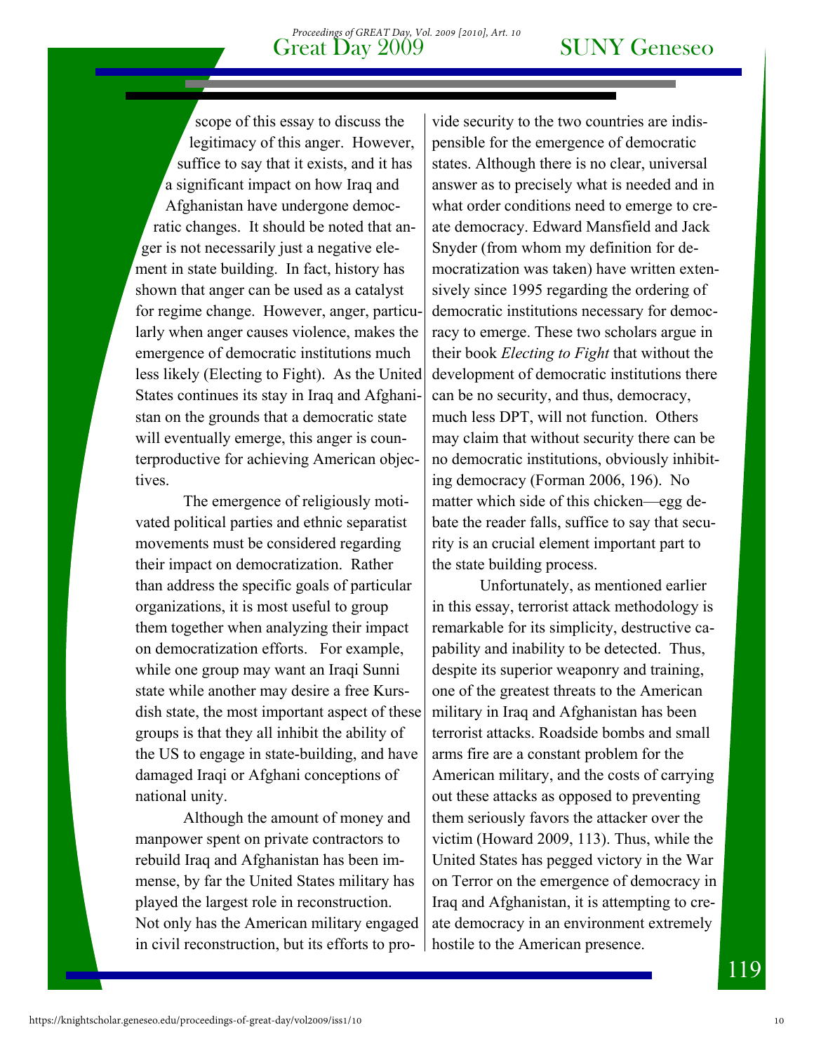scope of this essay to discuss the legitimacy of this anger. However, suffice to say that it exists, and it has a significant impact on how Iraq and Afghanistan have undergone democratic changes. It should be noted that anger is not necessarily just a negative element in state building. In fact, history has shown that anger can be used as a catalyst for regime change. However, anger, particularly when anger causes violence, makes the emergence of democratic institutions much less likely (Electing to Fight). As the United States continues its stay in Iraq and Afghanistan on the grounds that a democratic state will eventually emerge, this anger is counterproductive for achieving American objectives.

The emergence of religiously motivated political parties and ethnic separatist movements must be considered regarding their impact on democratization. Rather than address the specific goals of particular organizations, it is most useful to group them together when analyzing their impact on democratization efforts. For example, while one group may want an Iraqi Sunni state while another may desire a free Kursdish state, the most important aspect of these groups is that they all inhibit the ability of the US to engage in state-building, and have damaged Iraqi or Afghani conceptions of national unity.

Although the amount of money and manpower spent on private contractors to rebuild Iraq and Afghanistan has been immense, by far the United States military has played the largest role in reconstruction. Not only has the American military engaged in civil reconstruction, but its efforts to provide security to the two countries are indispensible for the emergence of democratic states. Although there is no clear, universal answer as to precisely what is needed and in what order conditions need to emerge to create democracy. Edward Mansfield and Jack Snyder (from whom my definition for democratization was taken) have written extensively since 1995 regarding the ordering of democratic institutions necessary for democracy to emerge. These two scholars argue in their book *Electing to Fight* that without the development of democratic institutions there can be no security, and thus, democracy, much less DPT, will not function. Others may claim that without security there can be no democratic institutions, obviously inhibiting democracy (Forman 2006, 196). No matter which side of this chicken—egg debate the reader falls, suffice to say that security is an crucial element important part to the state building process.

Unfortunately, as mentioned earlier in this essay, terrorist attack methodology is remarkable for its simplicity, destructive capability and inability to be detected. Thus, despite its superior weaponry and training, one of the greatest threats to the American military in Iraq and Afghanistan has been terrorist attacks. Roadside bombs and small arms fire are a constant problem for the American military, and the costs of carrying out these attacks as opposed to preventing them seriously favors the attacker over the victim (Howard 2009, 113). Thus, while the United States has pegged victory in the War on Terror on the emergence of democracy in Iraq and Afghanistan, it is attempting to create democracy in an environment extremely hostile to the American presence.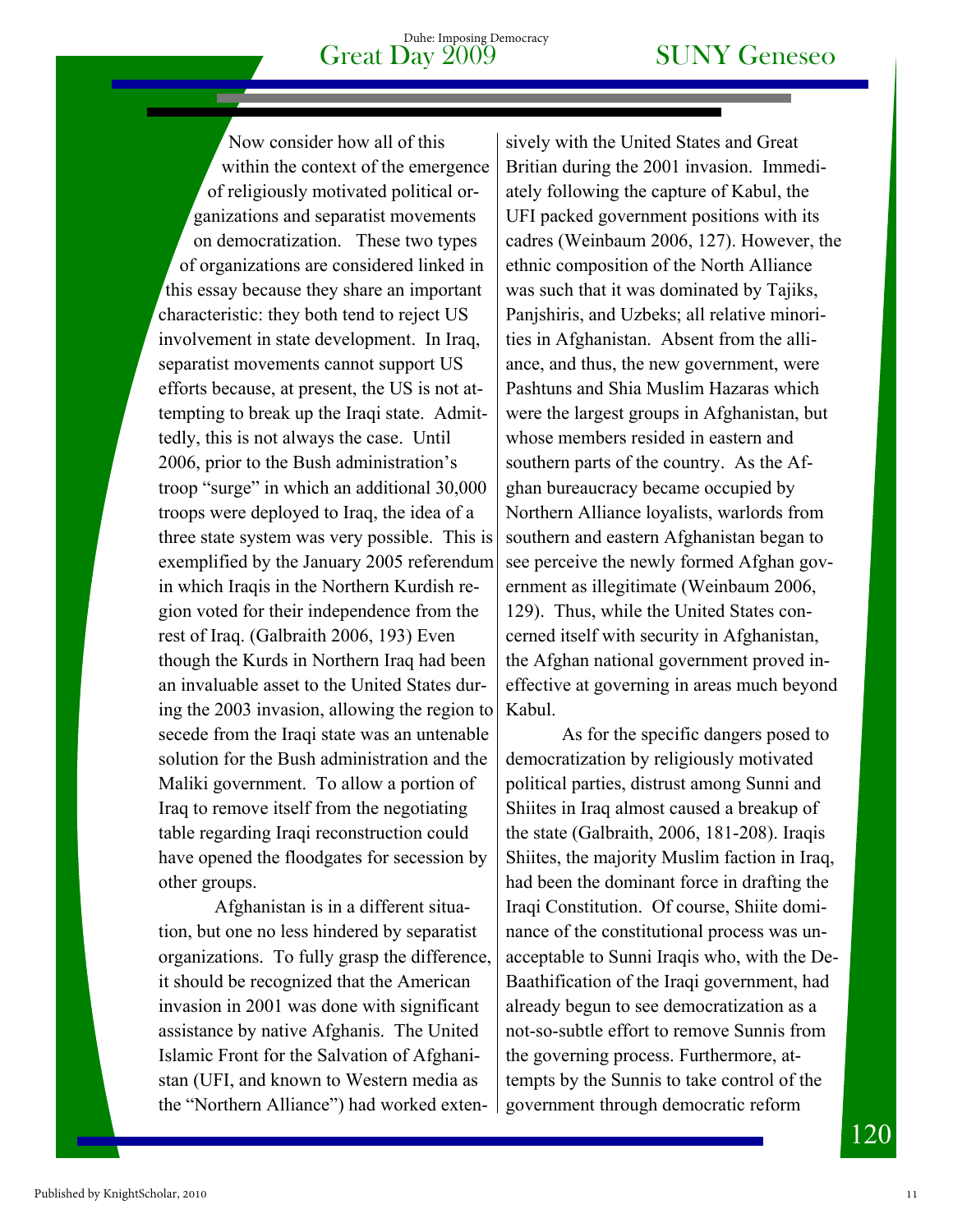Now consider how all of this within the context of the emergence of religiously motivated political organizations and separatist movements on democratization. These two types of organizations are considered linked in this essay because they share an important characteristic: they both tend to reject US involvement in state development. In Iraq, separatist movements cannot support US efforts because, at present, the US is not attempting to break up the Iraqi state. Admittedly, this is not always the case. Until 2006, prior to the Bush administration's troop "surge" in which an additional 30,000 troops were deployed to Iraq, the idea of a three state system was very possible. This is exemplified by the January 2005 referendum in which Iraqis in the Northern Kurdish region voted for their independence from the rest of Iraq. (Galbraith 2006, 193) Even though the Kurds in Northern Iraq had been an invaluable asset to the United States during the 2003 invasion, allowing the region to secede from the Iraqi state was an untenable solution for the Bush administration and the Maliki government. To allow a portion of Iraq to remove itself from the negotiating table regarding Iraqi reconstruction could have opened the floodgates for secession by other groups.

Afghanistan is in a different situation, but one no less hindered by separatist organizations. To fully grasp the difference, it should be recognized that the American invasion in 2001 was done with significant assistance by native Afghanis. The United Islamic Front for the Salvation of Afghanistan (UFI, and known to Western media as the "Northern Alliance") had worked extensively with the United States and Great Britian during the 2001 invasion. Immediately following the capture of Kabul, the UFI packed government positions with its cadres (Weinbaum 2006, 127). However, the ethnic composition of the North Alliance was such that it was dominated by Tajiks, Panjshiris, and Uzbeks; all relative minorities in Afghanistan. Absent from the alliance, and thus, the new government, were Pashtuns and Shia Muslim Hazaras which were the largest groups in Afghanistan, but whose members resided in eastern and southern parts of the country. As the Afghan bureaucracy became occupied by Northern Alliance loyalists, warlords from southern and eastern Afghanistan began to see perceive the newly formed Afghan government as illegitimate (Weinbaum 2006, 129). Thus, while the United States concerned itself with security in Afghanistan, the Afghan national government proved ineffective at governing in areas much beyond Kabul.

As for the specific dangers posed to democratization by religiously motivated political parties, distrust among Sunni and Shiites in Iraq almost caused a breakup of the state (Galbraith, 2006, 181-208). Iraqis Shiites, the majority Muslim faction in Iraq, had been the dominant force in drafting the Iraqi Constitution. Of course, Shiite dominance of the constitutional process was unacceptable to Sunni Iraqis who, with the De-Baathification of the Iraqi government, had already begun to see democratization as a not-so-subtle effort to remove Sunnis from the governing process. Furthermore, attempts by the Sunnis to take control of the government through democratic reform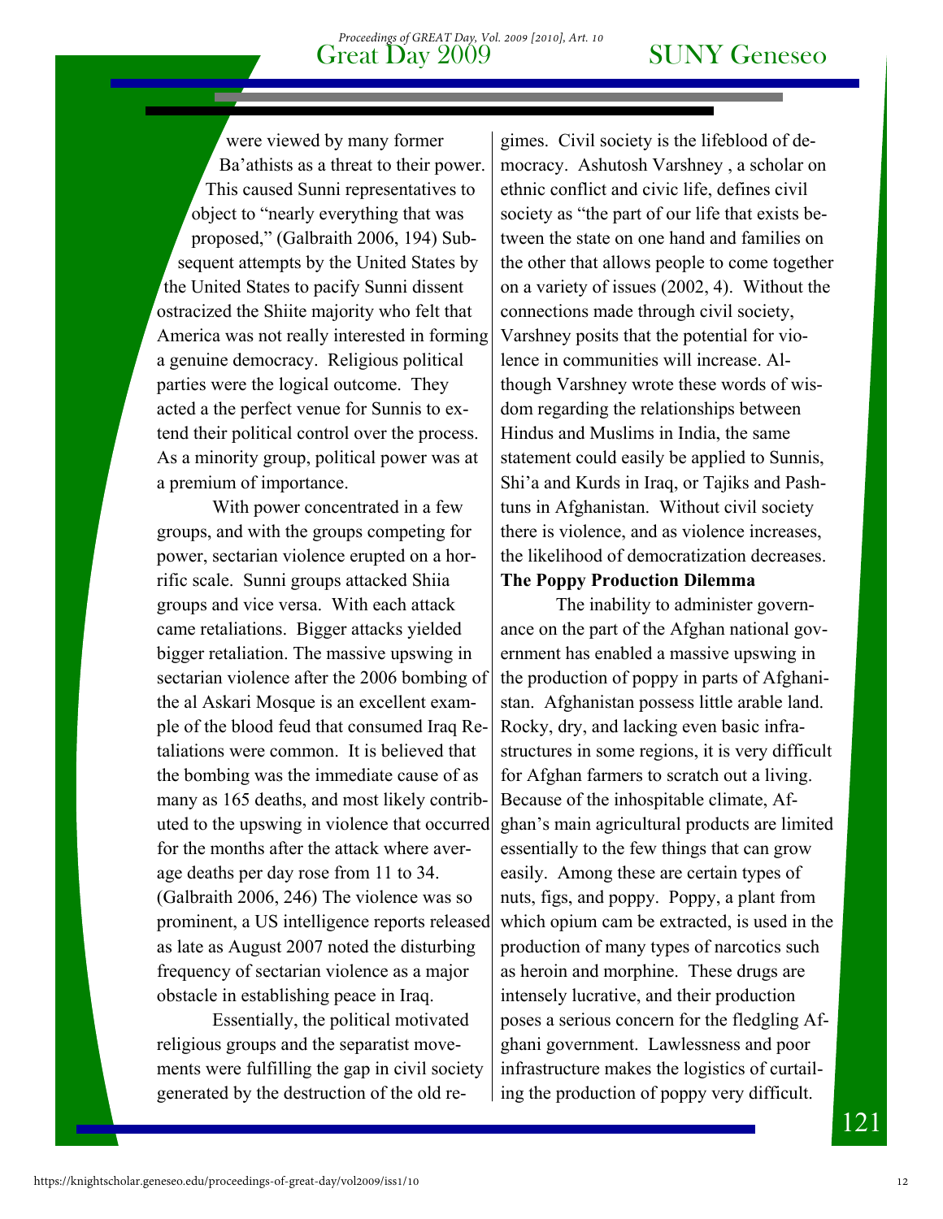were viewed by many former Ba'athists as a threat to their power. This caused Sunni representatives to object to "nearly everything that was proposed," (Galbraith 2006, 194) Subsequent attempts by the United States by the United States to pacify Sunni dissent ostracized the Shiite majority who felt that America was not really interested in forming a genuine democracy. Religious political parties were the logical outcome. They acted a the perfect venue for Sunnis to extend their political control over the process. As a minority group, political power was at a premium of importance.

With power concentrated in a few groups, and with the groups competing for power, sectarian violence erupted on a horrific scale. Sunni groups attacked Shiia groups and vice versa. With each attack came retaliations. Bigger attacks yielded bigger retaliation. The massive upswing in sectarian violence after the 2006 bombing of the al Askari Mosque is an excellent example of the blood feud that consumed Iraq Retaliations were common. It is believed that the bombing was the immediate cause of as many as 165 deaths, and most likely contributed to the upswing in violence that occurred for the months after the attack where average deaths per day rose from 11 to 34. (Galbraith 2006, 246) The violence was so prominent, a US intelligence reports released as late as August 2007 noted the disturbing frequency of sectarian violence as a major obstacle in establishing peace in Iraq.

Essentially, the political motivated religious groups and the separatist movements were fulfilling the gap in civil society generated by the destruction of the old regimes. Civil society is the lifeblood of democracy. Ashutosh Varshney , a scholar on ethnic conflict and civic life, defines civil society as "the part of our life that exists between the state on one hand and families on the other that allows people to come together on a variety of issues (2002, 4). Without the connections made through civil society, Varshney posits that the potential for violence in communities will increase. Although Varshney wrote these words of wisdom regarding the relationships between Hindus and Muslims in India, the same statement could easily be applied to Sunnis, Shi'a and Kurds in Iraq, or Tajiks and Pashtuns in Afghanistan. Without civil society there is violence, and as violence increases, the likelihood of democratization decreases.

**The Poppy Production Dilemma**

The inability to administer governance on the part of the Afghan national government has enabled a massive upswing in the production of poppy in parts of Afghanistan. Afghanistan possess little arable land. Rocky, dry, and lacking even basic infrastructures in some regions, it is very difficult for Afghan farmers to scratch out a living. Because of the inhospitable climate, Afghan's main agricultural products are limited essentially to the few things that can grow easily. Among these are certain types of nuts, figs, and poppy. Poppy, a plant from which opium cam be extracted, is used in the production of many types of narcotics such as heroin and morphine. These drugs are intensely lucrative, and their production poses a serious concern for the fledgling Afghani government. Lawlessness and poor infrastructure makes the logistics of curtailing the production of poppy very difficult.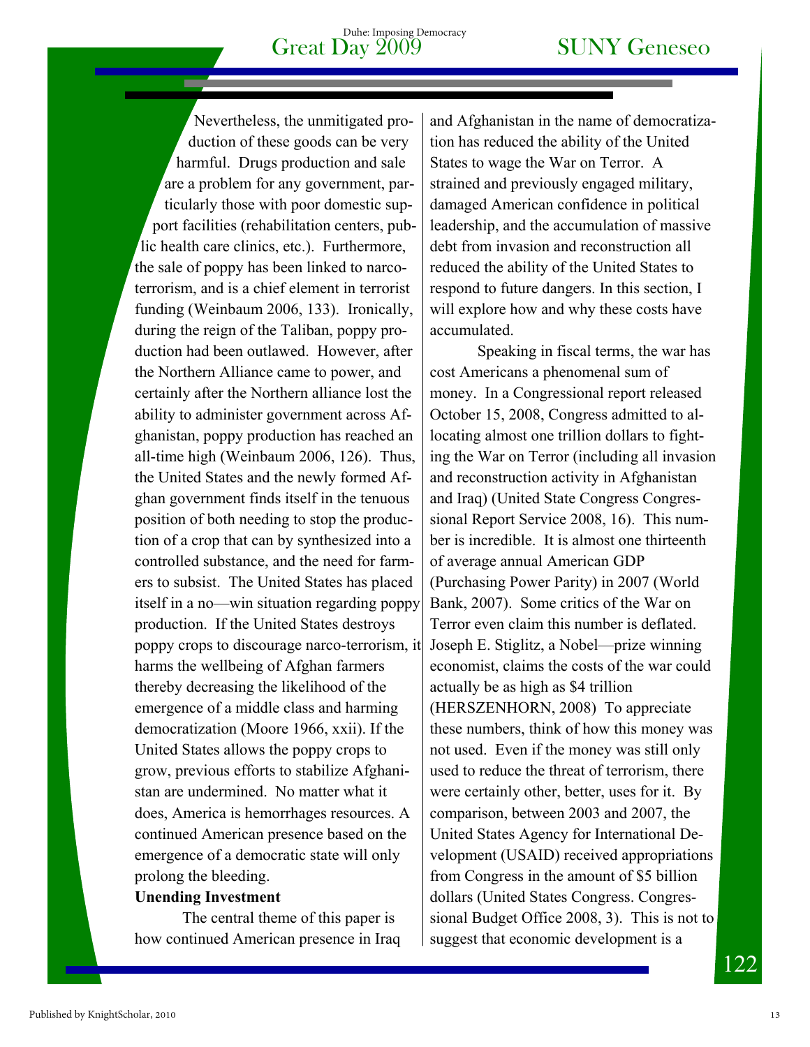Nevertheless, the unmitigated production of these goods can be very harmful. Drugs production and sale are a problem for any government, particularly those with poor domestic support facilities (rehabilitation centers, public health care clinics, etc.). Furthermore, the sale of poppy has been linked to narcoterrorism, and is a chief element in terrorist funding (Weinbaum 2006, 133). Ironically, during the reign of the Taliban, poppy production had been outlawed. However, after the Northern Alliance came to power, and certainly after the Northern alliance lost the ability to administer government across Afghanistan, poppy production has reached an all-time high (Weinbaum 2006, 126). Thus, the United States and the newly formed Afghan government finds itself in the tenuous position of both needing to stop the production of a crop that can by synthesized into a controlled substance, and the need for farmers to subsist. The United States has placed itself in a no—win situation regarding poppy production. If the United States destroys poppy crops to discourage narco-terrorism, it harms the wellbeing of Afghan farmers thereby decreasing the likelihood of the emergence of a middle class and harming democratization (Moore 1966, xxii). If the United States allows the poppy crops to grow, previous efforts to stabilize Afghanistan are undermined. No matter what it does, America is hemorrhages resources. A continued American presence based on the emergence of a democratic state will only prolong the bleeding.

**Unending Investment**

The central theme of this paper is how continued American presence in Iraq and Afghanistan in the name of democratization has reduced the ability of the United States to wage the War on Terror. A strained and previously engaged military, damaged American confidence in political leadership, and the accumulation of massive debt from invasion and reconstruction all reduced the ability of the United States to respond to future dangers. In this section, I will explore how and why these costs have accumulated.

Speaking in fiscal terms, the war has cost Americans a phenomenal sum of money. In a Congressional report released October 15, 2008, Congress admitted to allocating almost one trillion dollars to fighting the War on Terror (including all invasion and reconstruction activity in Afghanistan and Iraq) (United State Congress Congressional Report Service 2008, 16). This number is incredible. It is almost one thirteenth of average annual American GDP (Purchasing Power Parity) in 2007 (World Bank, 2007). Some critics of the War on Terror even claim this number is deflated. Joseph E. Stiglitz, a Nobel—prize winning economist, claims the costs of the war could actually be as high as \$4 trillion (HERSZENHORN, 2008) To appreciate these numbers, think of how this money was not used. Even if the money was still only used to reduce the threat of terrorism, there were certainly other, better, uses for it. By comparison, between 2003 and 2007, the United States Agency for International Development (USAID) received appropriations from Congress in the amount of \$5 billion dollars (United States Congress. Congressional Budget Office 2008, 3). This is not to suggest that economic development is a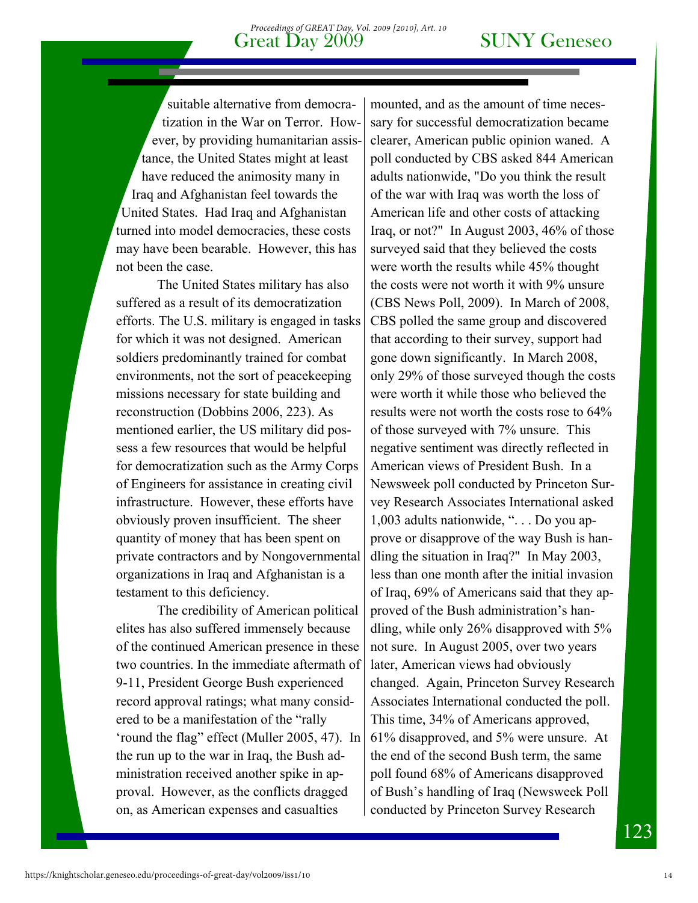suitable alternative from democratization in the War on Terror. However, by providing humanitarian assistance, the United States might at least have reduced the animosity many in Iraq and Afghanistan feel towards the United States. Had Iraq and Afghanistan turned into model democracies, these costs may have been bearable. However, this has not been the case.

The United States military has also suffered as a result of its democratization efforts. The U.S. military is engaged in tasks for which it was not designed. American soldiers predominantly trained for combat environments, not the sort of peacekeeping missions necessary for state building and reconstruction (Dobbins 2006, 223). As mentioned earlier, the US military did possess a few resources that would be helpful for democratization such as the Army Corps of Engineers for assistance in creating civil infrastructure. However, these efforts have obviously proven insufficient. The sheer quantity of money that has been spent on private contractors and by Nongovernmental organizations in Iraq and Afghanistan is a testament to this deficiency.

The credibility of American political elites has also suffered immensely because of the continued American presence in these two countries. In the immediate aftermath of 9-11, President George Bush experienced record approval ratings; what many considered to be a manifestation of the "rally 'round the flag" effect (Muller 2005, 47). In the run up to the war in Iraq, the Bush administration received another spike in approval. However, as the conflicts dragged on, as American expenses and casualties mounted, and as the amount of time necessary for successful democratization became clearer, American public opinion waned. A poll conducted by CBS asked 844 American adults nationwide, "Do you think the result of the war with Iraq was worth the loss of American life and other costs of attacking Iraq, or not?" In August 2003, 46% of those surveyed said that they believed the costs were worth the results while 45% thought the costs were not worth it with 9% unsure (CBS News Poll, 2009). In March of 2008, CBS polled the same group and discovered that according to their survey, support had gone down significantly. In March 2008, only 29% of those surveyed though the costs were worth it while those who believed the results were not worth the costs rose to 64% of those surveyed with 7% unsure. This negative sentiment was directly reflected in American views of President Bush. In a Newsweek poll conducted by Princeton Survey Research Associates International asked 1,003 adults nationwide, ". . . Do you approve or disapprove of the way Bush is handling the situation in Iraq?" In May 2003, less than one month after the initial invasion of Iraq, 69% of Americans said that they approved of the Bush administration's handling, while only 26% disapproved with 5% not sure. In August 2005, over two years later, American views had obviously changed. Again, Princeton Survey Research Associates International conducted the poll. This time, 34% of Americans approved, 61% disapproved, and 5% were unsure. At the end of the second Bush term, the same poll found 68% of Americans disapproved of Bush's handling of Iraq (Newsweek Poll conducted by Princeton Survey Research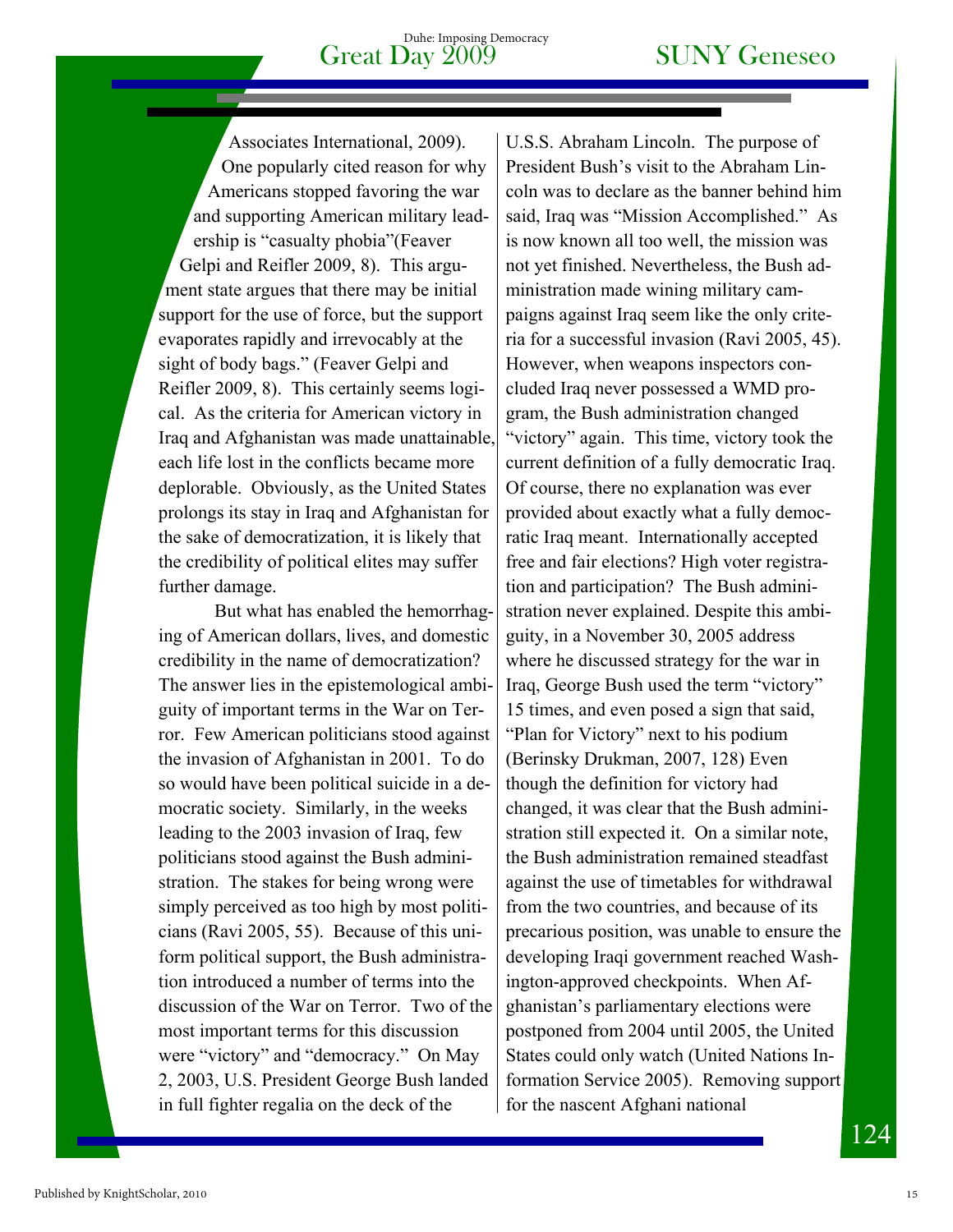Associates International, 2009). One popularly cited reason for why Americans stopped favoring the war and supporting American military leadership is "casualty phobia"(Feaver Gelpi and Reifler 2009, 8). This argument state argues that there may be initial support for the use of force, but the support evaporates rapidly and irrevocably at the sight of body bags." (Feaver Gelpi and Reifler 2009, 8). This certainly seems logical. As the criteria for American victory in Iraq and Afghanistan was made unattainable, each life lost in the conflicts became more deplorable. Obviously, as the United States prolongs its stay in Iraq and Afghanistan for the sake of democratization, it is likely that the credibility of political elites may suffer further damage.

But what has enabled the hemorrhaging of American dollars, lives, and domestic credibility in the name of democratization? The answer lies in the epistemological ambiguity of important terms in the War on Terror. Few American politicians stood against the invasion of Afghanistan in 2001. To do so would have been political suicide in a democratic society. Similarly, in the weeks leading to the 2003 invasion of Iraq, few politicians stood against the Bush administration. The stakes for being wrong were simply perceived as too high by most politicians (Ravi 2005, 55). Because of this uniform political support, the Bush administration introduced a number of terms into the discussion of the War on Terror. Two of the most important terms for this discussion were "victory" and "democracy." On May 2, 2003, U.S. President George Bush landed in full fighter regalia on the deck of the U.S.S. Abraham Lincoln. The purpose of President Bush's visit to the Abraham Lincoln was to declare as the banner behind him said, Iraq was "Mission Accomplished." As is now known all too well, the mission was not yet finished. Nevertheless, the Bush administration made wining military campaigns against Iraq seem like the only criteria for a successful invasion (Ravi 2005, 45). However, when weapons inspectors concluded Iraq never possessed a WMD program, the Bush administration changed "victory" again. This time, victory took the current definition of a fully democratic Iraq. Of course, there no explanation was ever provided about exactly what a fully democratic Iraq meant. Internationally accepted free and fair elections? High voter registration and participation? The Bush administration never explained. Despite this ambiguity, in a November 30, 2005 address where he discussed strategy for the war in Iraq, George Bush used the term "victory" 15 times, and even posed a sign that said, "Plan for Victory" next to his podium (Berinsky Drukman, 2007, 128) Even though the definition for victory had changed, it was clear that the Bush administration still expected it. On a similar note, the Bush administration remained steadfast against the use of timetables for withdrawal from the two countries, and because of its precarious position, was unable to ensure the developing Iraqi government reached Washington-approved checkpoints. When Afghanistan's parliamentary elections were postponed from 2004 until 2005, the United States could only watch (United Nations Information Service 2005). Removing support for the nascent Afghani national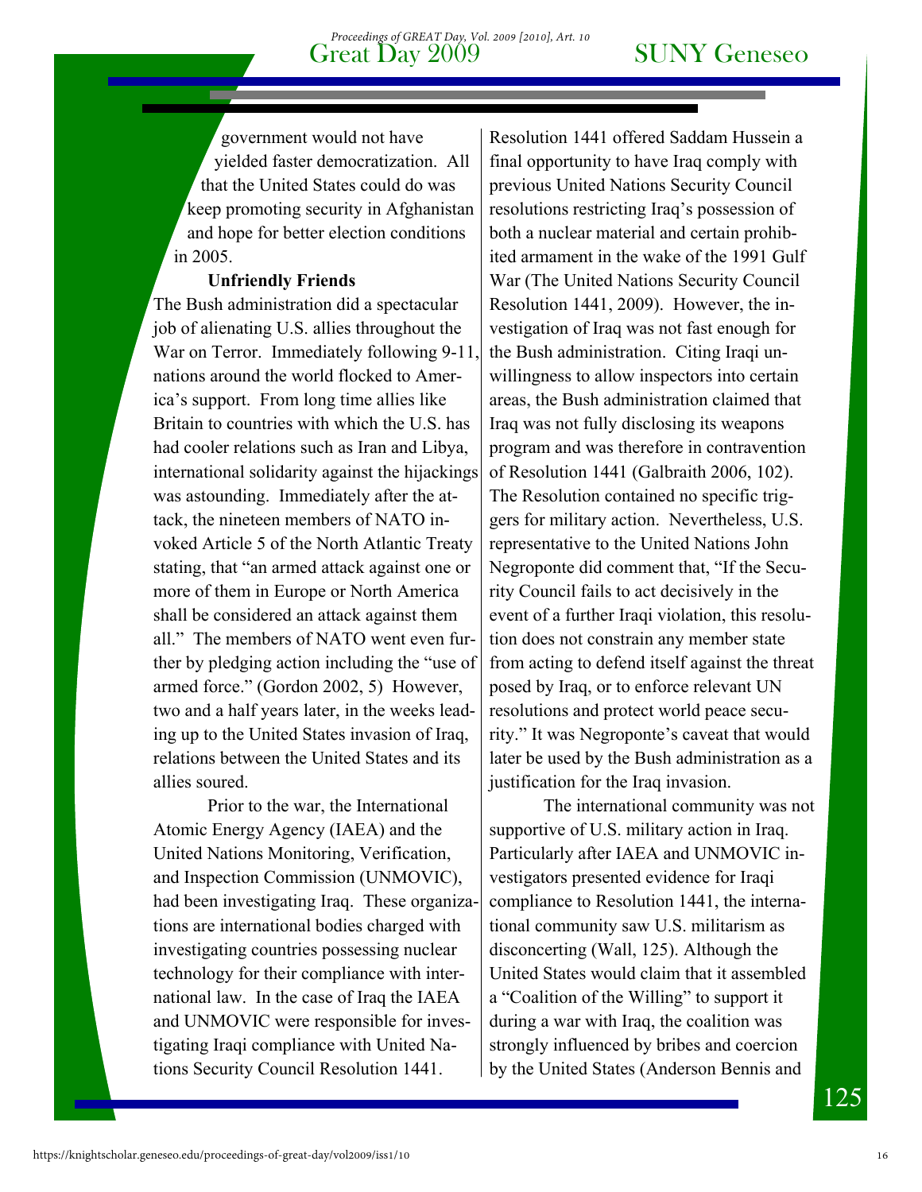government would not have yielded faster democratization. All that the United States could do was keep promoting security in Afghanistan and hope for better election conditions in 2005.

**Unfriendly Friends**

The Bush administration did a spectacular job of alienating U.S. allies throughout the War on Terror. Immediately following 9-11, nations around the world flocked to America's support. From long time allies like Britain to countries with which the U.S. has had cooler relations such as Iran and Libya, international solidarity against the hijackings was astounding. Immediately after the attack, the nineteen members of NATO invoked Article 5 of the North Atlantic Treaty stating, that "an armed attack against one or more of them in Europe or North America shall be considered an attack against them all." The members of NATO went even further by pledging action including the "use of armed force." (Gordon 2002, 5) However, two and a half years later, in the weeks leading up to the United States invasion of Iraq, relations between the United States and its allies soured.

Prior to the war, the International Atomic Energy Agency (IAEA) and the United Nations Monitoring, Verification, and Inspection Commission (UNMOVIC), had been investigating Iraq. These organizations are international bodies charged with investigating countries possessing nuclear technology for their compliance with international law. In the case of Iraq the IAEA and UNMOVIC were responsible for investigating Iraqi compliance with United Nations Security Council Resolution 1441. Resolution 1441 offered Saddam Hussein a final opportunity to have Iraq comply with previous United Nations Security Council resolutions restricting Iraq's possession of both a nuclear material and certain prohibited armament in the wake of the 1991 Gulf War (The United Nations Security Council Resolution 1441, 2009). However, the investigation of Iraq was not fast enough for the Bush administration. Citing Iraqi unwillingness to allow inspectors into certain areas, the Bush administration claimed that Iraq was not fully disclosing its weapons program and was therefore in contravention of Resolution 1441 (Galbraith 2006, 102). The Resolution contained no specific triggers for military action. Nevertheless, U.S. representative to the United Nations John Negroponte did comment that, "If the Security Council fails to act decisively in the event of a further Iraqi violation, this resolution does not constrain any member state from acting to defend itself against the threat posed by Iraq, or to enforce relevant UN resolutions and protect world peace security." It was Negroponte's caveat that would later be used by the Bush administration as a justification for the Iraq invasion.

The international community was not supportive of U.S. military action in Iraq. Particularly after IAEA and UNMOVIC investigators presented evidence for Iraqi compliance to Resolution 1441, the international community saw U.S. militarism as disconcerting (Wall, 125). Although the United States would claim that it assembled a "Coalition of the Willing" to support it during a war with Iraq, the coalition was strongly influenced by bribes and coercion by the United States (Anderson Bennis and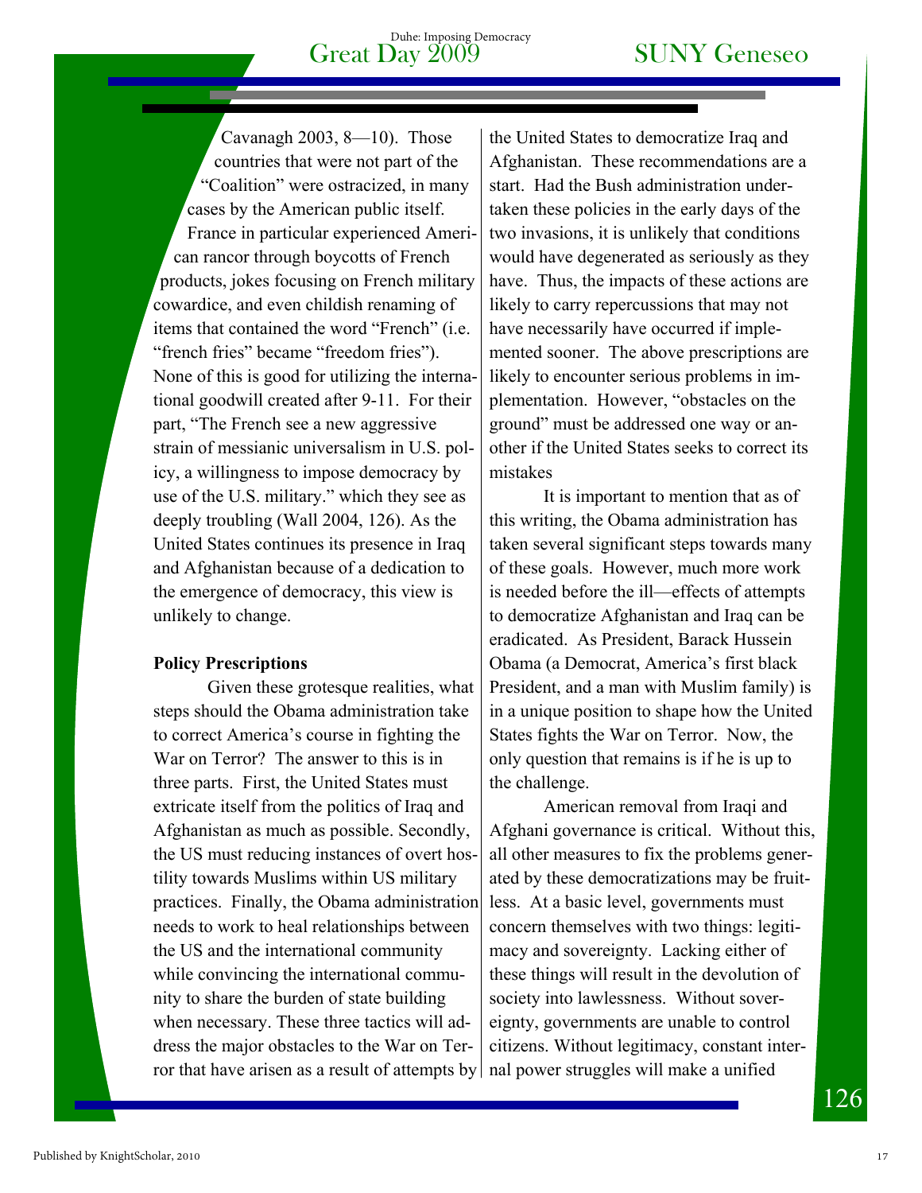Cavanagh 2003, 8—10). Those countries that were not part of the "Coalition" were ostracized, in many cases by the American public itself. France in particular experienced American rancor through boycotts of French products, jokes focusing on French military cowardice, and even childish renaming of items that contained the word "French" (i.e. "french fries" became "freedom fries"). None of this is good for utilizing the international goodwill created after 9-11. For their part, "The French see a new aggressive strain of messianic universalism in U.S. policy, a willingness to impose democracy by use of the U.S. military." which they see as deeply troubling (Wall 2004, 126). As the United States continues its presence in Iraq and Afghanistan because of a dedication to the emergence of democracy, this view is unlikely to change.

**Policy Prescriptions**

Given these grotesque realities, what steps should the Obama administration take to correct America's course in fighting the War on Terror? The answer to this is in three parts. First, the United States must extricate itself from the politics of Iraq and Afghanistan as much as possible. Secondly, the US must reducing instances of overt hostility towards Muslims within US military practices. Finally, the Obama administration needs to work to heal relationships between the US and the international community while convincing the international community to share the burden of state building when necessary. These three tactics will address the major obstacles to the War on Terror that have arisen as a result of attempts by the United States to democratize Iraq and Afghanistan. These recommendations are a start. Had the Bush administration undertaken these policies in the early days of the two invasions, it is unlikely that conditions would have degenerated as seriously as they have. Thus, the impacts of these actions are likely to carry repercussions that may not have necessarily have occurred if implemented sooner. The above prescriptions are likely to encounter serious problems in implementation. However, "obstacles on the ground" must be addressed one way or another if the United States seeks to correct its mistakes

It is important to mention that as of this writing, the Obama administration has taken several significant steps towards many of these goals. However, much more work is needed before the ill—effects of attempts to democratize Afghanistan and Iraq can be eradicated. As President, Barack Hussein Obama (a Democrat, America's first black President, and a man with Muslim family) is in a unique position to shape how the United States fights the War on Terror. Now, the only question that remains is if he is up to the challenge.

American removal from Iraqi and Afghani governance is critical. Without this, all other measures to fix the problems generated by these democratizations may be fruitless. At a basic level, governments must concern themselves with two things: legitimacy and sovereignty. Lacking either of these things will result in the devolution of society into lawlessness. Without sovereignty, governments are unable to control citizens. Without legitimacy, constant internal power struggles will make a unified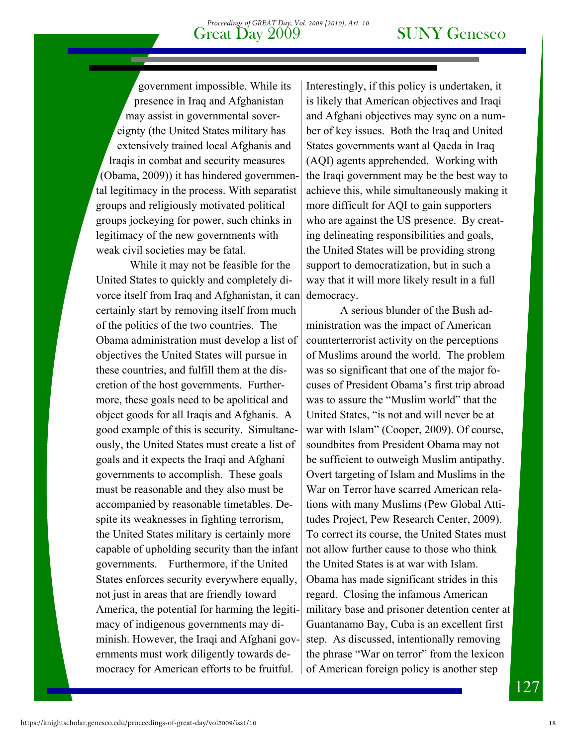government impossible. While its presence in Iraq and Afghanistan may assist in governmental sovereignty (the United States military has extensively trained local Afghanis and Iraqis in combat and security measures (Obama, 2009)) it has hindered governmental legitimacy in the process. With separatist groups and religiously motivated political groups jockeying for power, such chinks in legitimacy of the new governments with weak civil societies may be fatal.

While it may not be feasible for the United States to quickly and completely divorce itself from Iraq and Afghanistan, it can certainly start by removing itself from much of the politics of the two countries. The Obama administration must develop a list of objectives the United States will pursue in these countries, and fulfill them at the discretion of the host governments. Furthermore, these goals need to be apolitical and object goods for all Iraqis and Afghanis. A good example of this is security. Simultaneously, the United States must create a list of goals and it expects the Iraqi and Afghani governments to accomplish. These goals must be reasonable and they also must be accompanied by reasonable timetables. Despite its weaknesses in fighting terrorism, the United States military is certainly more capable of upholding security than the infant governments. Furthermore, if the United States enforces security everywhere equally, not just in areas that are friendly toward America, the potential for harming the legitimacy of indigenous governments may diminish. However, the Iraqi and Afghani governments must work diligently towards democracy for American efforts to be fruitful. Interestingly, if this policy is undertaken, it is likely that American objectives and Iraqi and Afghani objectives may sync on a number of key issues. Both the Iraq and United States governments want al Qaeda in Iraq (AQI) agents apprehended. Working with the Iraqi government may be the best way to achieve this, while simultaneously making it more difficult for AQI to gain supporters who are against the US presence. By creating delineating responsibilities and goals, the United States will be providing strong support to democratization, but in such a way that it will more likely result in a full democracy.

A serious blunder of the Bush administration was the impact of American counterterrorist activity on the perceptions of Muslims around the world. The problem was so significant that one of the major focuses of President Obama's first trip abroad was to assure the "Muslim world" that the United States, "is not and will never be at war with Islam" (Cooper, 2009). Of course, soundbites from President Obama may not be sufficient to outweigh Muslim antipathy. Overt targeting of Islam and Muslims in the War on Terror have scarred American relations with many Muslims (Pew Global Attitudes Project, Pew Research Center, 2009). To correct its course, the United States must not allow further cause to those who think the United States is at war with Islam. Obama has made significant strides in this regard. Closing the infamous American military base and prisoner detention center at Guantanamo Bay, Cuba is an excellent first step. As discussed, intentionally removing the phrase "War on terror" from the lexicon of American foreign policy is another step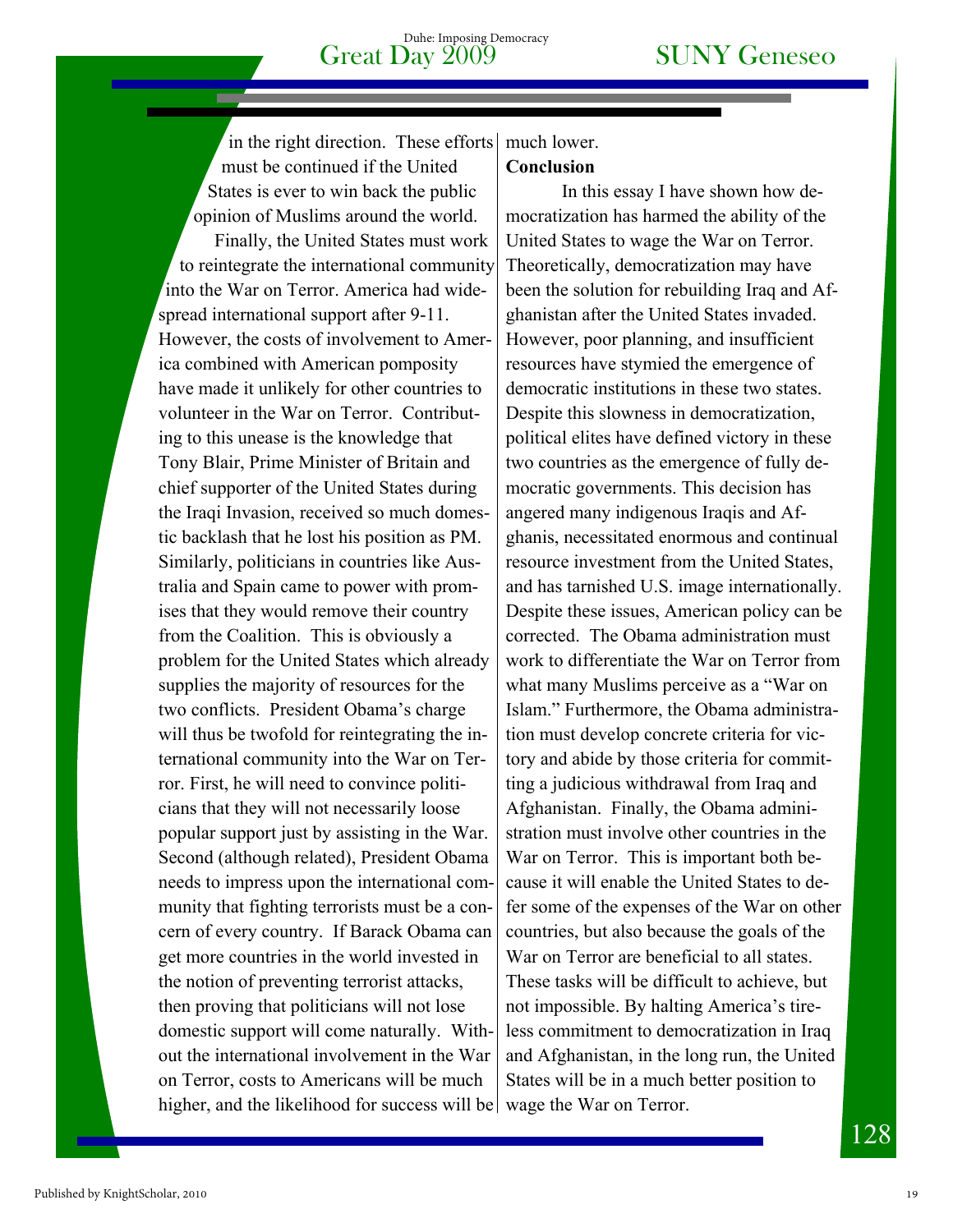in the right direction. These efforts must be continued if the United States is ever to win back the public opinion of Muslims around the world.

Finally, the United States must work to reintegrate the international community into the War on Terror. America had widespread international support after 9-11. However, the costs of involvement to America combined with American pomposity have made it unlikely for other countries to volunteer in the War on Terror. Contributing to this unease is the knowledge that Tony Blair, Prime Minister of Britain and chief supporter of the United States during the Iraqi Invasion, received so much domestic backlash that he lost his position as PM. Similarly, politicians in countries like Australia and Spain came to power with promises that they would remove their country from the Coalition. This is obviously a problem for the United States which already supplies the majority of resources for the two conflicts. President Obama's charge will thus be twofold for reintegrating the international community into the War on Terror. First, he will need to convince politicians that they will not necessarily loose popular support just by assisting in the War. Second (although related), President Obama needs to impress upon the international community that fighting terrorists must be a concern of every country. If Barack Obama can get more countries in the world invested in the notion of preventing terrorist attacks, then proving that politicians will not lose domestic support will come naturally. Without the international involvement in the War on Terror, costs to Americans will be much higher, and the likelihood for success will be much lower.

**Conclusion**

In this essay I have shown how democratization has harmed the ability of the United States to wage the War on Terror. Theoretically, democratization may have been the solution for rebuilding Iraq and Afghanistan after the United States invaded. However, poor planning, and insufficient resources have stymied the emergence of democratic institutions in these two states. Despite this slowness in democratization, political elites have defined victory in these two countries as the emergence of fully democratic governments. This decision has angered many indigenous Iraqis and Afghanis, necessitated enormous and continual resource investment from the United States, and has tarnished U.S. image internationally. Despite these issues, American policy can be corrected. The Obama administration must work to differentiate the War on Terror from what many Muslims perceive as a "War on Islam." Furthermore, the Obama administration must develop concrete criteria for victory and abide by those criteria for committing a judicious withdrawal from Iraq and Afghanistan. Finally, the Obama administration must involve other countries in the War on Terror. This is important both because it will enable the United States to defer some of the expenses of the War on other countries, but also because the goals of the War on Terror are beneficial to all states. These tasks will be difficult to achieve, but not impossible. By halting America's tireless commitment to democratization in Iraq and Afghanistan, in the long run, the United States will be in a much better position to wage the War on Terror.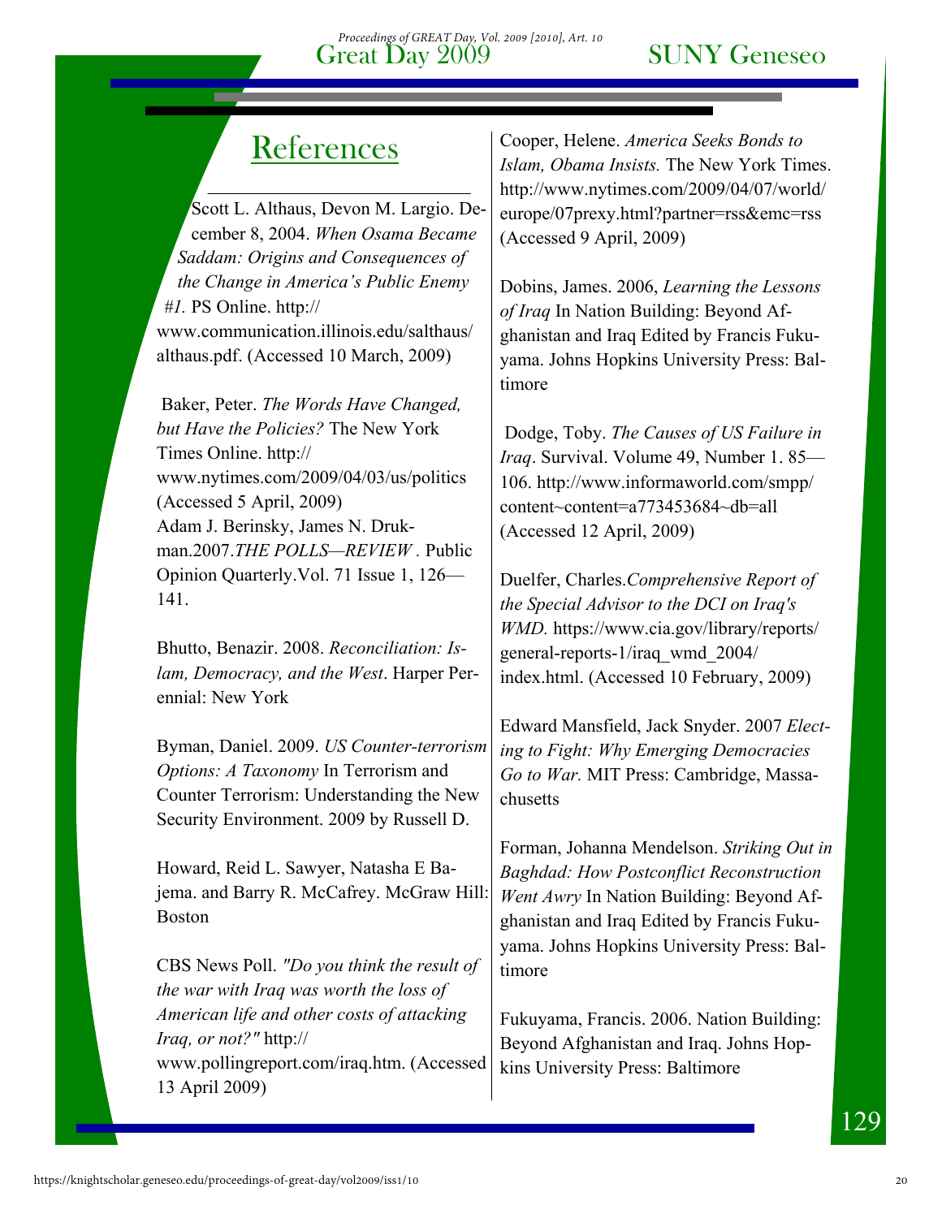## References

Scott L. Althaus, Devon M. Largio. December 8, 2004. *When Osama Became Saddam: Origins and Consequences of the Change in America's Public Enemy #1.* PS Online. http://www.communication.illinois.edu/salthaus/althaus.pdf. (Accessed 10 March, 2009)

Baker, Peter. *The Words Have Changed, but Have the Policies?* The New York Times Online. http://www.nytimes.com/2009/04/03/us/politics (Accessed 5 April, 2009)
Adam J. Berinsky, James N. Drukman.2007.*THE POLLS—REVIEW* . Public Opinion Quarterly.Vol. 71 Issue 1, 126—141.

Bhutto, Benazir. 2008. *Reconciliation: Islam, Democracy, and the West*. Harper Perennial: New York

Byman, Daniel. 2009. *US Counter-terrorism Options: A Taxonomy* In Terrorism and Counter Terrorism: Understanding the New Security Environment. 2009 by Russell D.

Howard, Reid L. Sawyer, Natasha E Bajema. and Barry R. McCafrey. McGraw Hill: Boston

CBS News Poll. *"Do you think the result of the war with Iraq was worth the loss of American life and other costs of attacking Iraq, or not?"* http://www.pollingreport.com/iraq.htm. (Accessed 13 April 2009)

Cooper, Helene. *America Seeks Bonds to Islam, Obama Insists.* The New York Times. http://www.nytimes.com/2009/04/07/world/europe/07prexy.html?partner=rss&emc=rss (Accessed 9 April, 2009)

Dobins, James. 2006, *Learning the Lessons of Iraq* In Nation Building: Beyond Afghanistan and Iraq Edited by Francis Fukuyama. Johns Hopkins University Press: Baltimore

Dodge, Toby. *The Causes of US Failure in Iraq*. Survival. Volume 49, Number 1. 85—106. http://www.informaworld.com/smpp/content~content=a773453684~db=all (Accessed 12 April, 2009)

Duelfer, Charles.*Comprehensive Report of the Special Advisor to the DCI on Iraq's WMD.* https://www.cia.gov/library/reports/general-reports-1/iraq_wmd_2004/index.html. (Accessed 10 February, 2009)

Edward Mansfield, Jack Snyder. 2007 *Electing to Fight: Why Emerging Democracies Go to War.* MIT Press: Cambridge, Massachusetts

Forman, Johanna Mendelson. *Striking Out in Baghdad: How Postconflict Reconstruction Went Awry* In Nation Building: Beyond Afghanistan and Iraq Edited by Francis Fukuyama. Johns Hopkins University Press: Baltimore

Fukuyama, Francis. 2006. Nation Building: Beyond Afghanistan and Iraq. Johns Hopkins University Press: Baltimore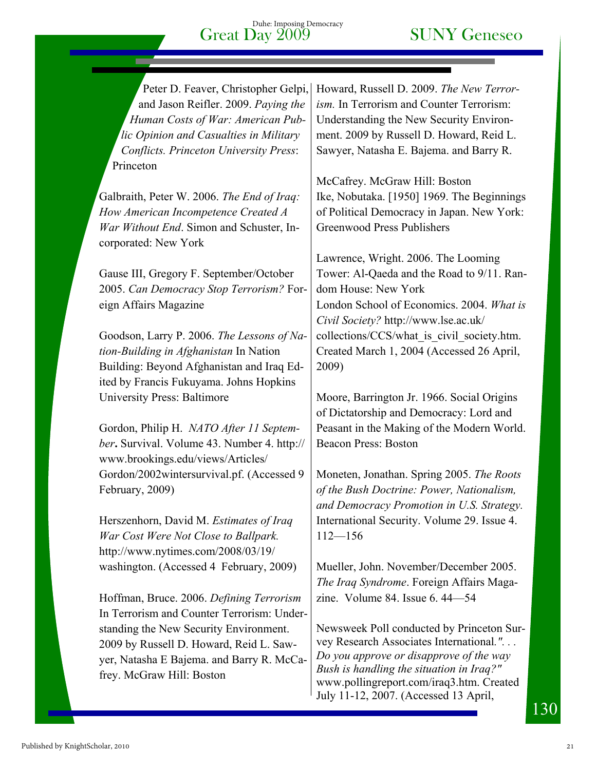Peter D. Feaver, Christopher Gelpi, and Jason Reifler. 2009. *Paying the Human Costs of War: American Public Opinion and Casualties in Military Conflicts. Princeton University Press*: Princeton

Galbraith, Peter W. 2006. *The End of Iraq: How American Incompetence Created A War Without End*. Simon and Schuster, Incorporated: New York

Gause III, Gregory F. September/October 2005. *Can Democracy Stop Terrorism?* Foreign Affairs Magazine

Goodson, Larry P. 2006. *The Lessons of Nation-Building in Afghanistan* In Nation Building: Beyond Afghanistan and Iraq Edited by Francis Fukuyama. Johns Hopkins University Press: Baltimore

Gordon, Philip H. *NATO After 11 September***.** Survival. Volume 43. Number 4. http://www.brookings.edu/views/Articles/Gordon/2002wintersurvival.pf. (Accessed 9 February, 2009)

Herszenhorn, David M. *Estimates of Iraq War Cost Were Not Close to Ballpark.* http://www.nytimes.com/2008/03/19/washington. (Accessed 4 February, 2009)

Hoffman, Bruce. 2006. *Defining Terrorism* In Terrorism and Counter Terrorism: Understanding the New Security Environment. 2009 by Russell D. Howard, Reid L. Sawyer, Natasha E Bajema. and Barry R. McCafrey. McGraw Hill: Boston

Howard, Russell D. 2009. *The New Terrorism.* In Terrorism and Counter Terrorism: Understanding the New Security Environment. 2009 by Russell D. Howard, Reid L. Sawyer, Natasha E. Bajema. and Barry R.

McCafrey. McGraw Hill: Boston

Ike, Nobutaka. [1950] 1969. The Beginnings of Political Democracy in Japan. New York: Greenwood Press Publishers

Lawrence, Wright. 2006. The Looming Tower: Al-Qaeda and the Road to 9/11. Random House: New York

London School of Economics. 2004. *What is Civil Society?* http://www.lse.ac.uk/collections/CCS/what_is_civil_society.htm. Created March 1, 2004 (Accessed 26 April, 2009)

Moore, Barrington Jr. 1966. Social Origins of Dictatorship and Democracy: Lord and Peasant in the Making of the Modern World. Beacon Press: Boston

Moneten, Jonathan. Spring 2005. *The Roots of the Bush Doctrine: Power, Nationalism, and Democracy Promotion in U.S. Strategy.* International Security. Volume 29. Issue 4. 112—156

Mueller, John. November/December 2005. *The Iraq Syndrome*. Foreign Affairs Magazine. Volume 84. Issue 6. 44—54

Newsweek Poll conducted by Princeton Survey Research Associates International*.". . . Do you approve or disapprove of the way Bush is handling the situation in Iraq?"* www.pollingreport.com/iraq3.htm. Created July 11-12, 2007. (Accessed 13 April,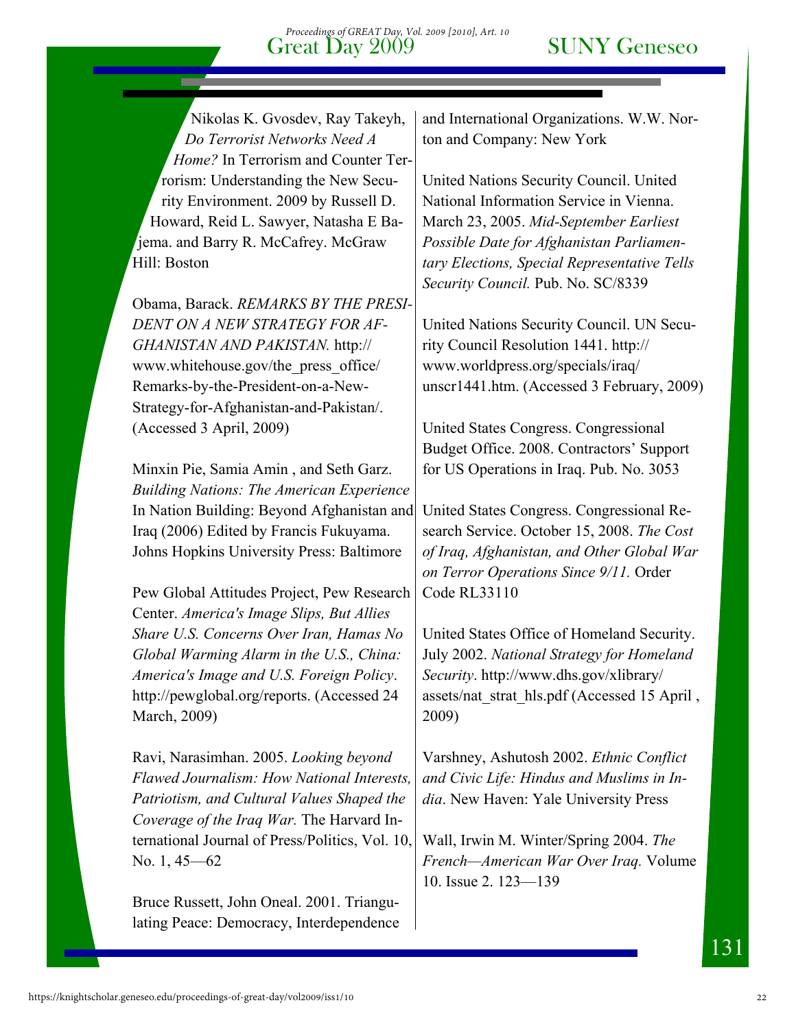Nikolas K. Gvosdev, Ray Takeyh, *Do Terrorist Networks Need A Home?* In Terrorism and Counter Terrorism: Understanding the New Security Environment. 2009 by Russell D. Howard, Reid L. Sawyer, Natasha E Bajema. and Barry R. McCafrey. McGraw Hill: Boston

Obama, Barack. *REMARKS BY THE PRESIDENT ON A NEW STRATEGY FOR AFGHANISTAN AND PAKISTAN.* http://www.whitehouse.gov/the_press_office/Remarks-by-the-President-on-a-New-Strategy-for-Afghanistan-and-Pakistan/. (Accessed 3 April, 2009)

Minxin Pie, Samia Amin , and Seth Garz. *Building Nations: The American Experience* In Nation Building: Beyond Afghanistan and Iraq (2006) Edited by Francis Fukuyama. Johns Hopkins University Press: Baltimore

Pew Global Attitudes Project, Pew Research Center. *America's Image Slips, But Allies Share U.S. Concerns Over Iran, Hamas No Global Warming Alarm in the U.S., China: America's Image and U.S. Foreign Policy*. http://pewglobal.org/reports. (Accessed 24 March, 2009)

Ravi, Narasimhan. 2005. *Looking beyond Flawed Journalism: How National Interests, Patriotism, and Cultural Values Shaped the Coverage of the Iraq War.* The Harvard International Journal of Press/Politics, Vol. 10, No. 1, 45—62

Bruce Russett, John Oneal. 2001. Triangulating Peace: Democracy, Interdependence and International Organizations. W.W. Norton and Company: New York

United Nations Security Council. United National Information Service in Vienna. March 23, 2005. *Mid-September Earliest Possible Date for Afghanistan Parliamentary Elections, Special Representative Tells Security Council.* Pub. No. SC/8339

United Nations Security Council. UN Security Council Resolution 1441. http://www.worldpress.org/specials/iraq/unscr1441.htm. (Accessed 3 February, 2009)

United States Congress. Congressional Budget Office. 2008. Contractors' Support for US Operations in Iraq. Pub. No. 3053

United States Congress. Congressional Research Service. October 15, 2008. *The Cost of Iraq, Afghanistan, and Other Global War on Terror Operations Since 9/11.* Order Code RL33110

United States Office of Homeland Security. July 2002. *National Strategy for Homeland Security*. http://www.dhs.gov/xlibrary/assets/nat_strat_hls.pdf (Accessed 15 April , 2009)

Varshney, Ashutosh 2002. *Ethnic Conflict and Civic Life: Hindus and Muslims in India*. New Haven: Yale University Press

Wall, Irwin M. Winter/Spring 2004. *The French—American War Over Iraq.* Volume 10. Issue 2. 123—139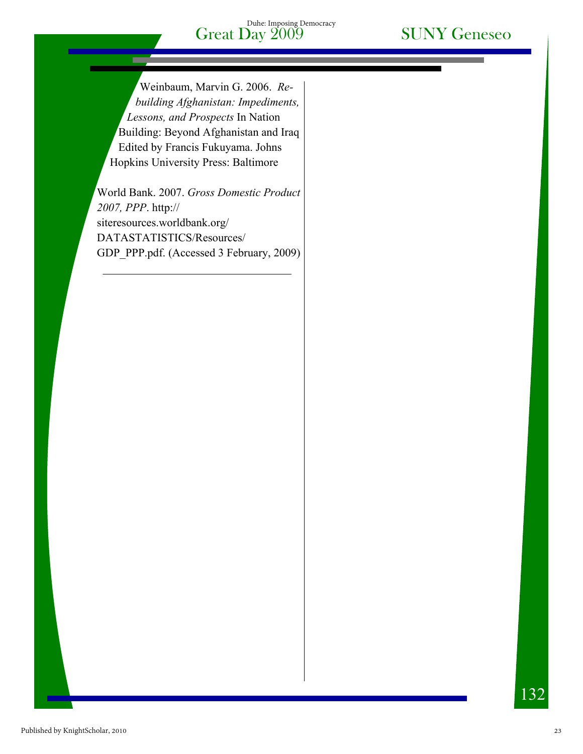Weinbaum, Marvin G. 2006. *Re-building Afghanistan: Impediments, Lessons, and Prospects* In Nation Building: Beyond Afghanistan and Iraq Edited by Francis Fukuyama. Johns Hopkins University Press: Baltimore

World Bank. 2007. *Gross Domestic Product 2007, PPP*. http://siteresources.worldbank.org/DATASTATISTICS/Resources/GDP_PPP.pdf. (Accessed 3 February, 2009)

---